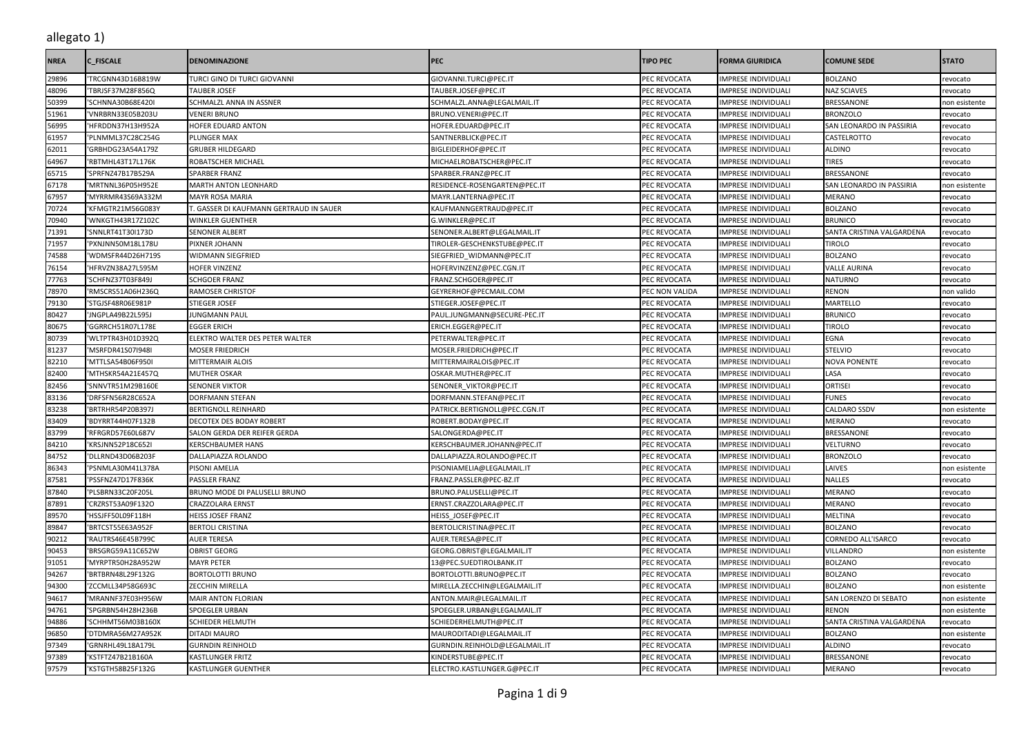allegato 1)

| NREA | C_FISCALE | DENOMINAZIONE | PEC | TIPO PEC | FORMA GIURIDICA | COMUNE SEDE | STATO |
|---|---|---|---|---|---|---|---|
| 29896 | 'TRCGNN43D16B819W | TURCI GINO DI TURCI GIOVANNI | GIOVANNI.TURCI@PEC.IT | PEC REVOCATA | IMPRESE INDIVIDUALI | BOLZANO | revocato |
| 48096 | 'TBRJSF37M28F856Q | TAUBER JOSEF | TAUBER.JOSEF@PEC.IT | PEC REVOCATA | IMPRESE INDIVIDUALI | NAZ SCIAVES | revocato |
| 50399 | 'SCHNNA30B68E420I | SCHMALZL ANNA IN ASSNER | SCHMALZL.ANNA@LEGALMAIL.IT | PEC REVOCATA | IMPRESE INDIVIDUALI | BRESSANONE | non esistente |
| 51961 | 'VNRBRN33E05B203U | VENERI BRUNO | BRUNO.VENERI@PEC.IT | PEC REVOCATA | IMPRESE INDIVIDUALI | BRONZOLO | revocato |
| 56995 | 'HFRDDN37H13H952A | HOFER EDUARD ANTON | HOFER.EDUARD@PEC.IT | PEC REVOCATA | IMPRESE INDIVIDUALI | SAN LEONARDO IN PASSIRIA | revocato |
| 61957 | 'PLNMML37C28C254G | PLUNGER MAX | SANTNERBLICK@PEC.IT | PEC REVOCATA | IMPRESE INDIVIDUALI | CASTELROTTO | revocato |
| 62011 | 'GRBHDG23A54A179Z | GRUBER HILDEGARD | BIGLEIDERHOF@PEC.IT | PEC REVOCATA | IMPRESE INDIVIDUALI | ALDINO | revocato |
| 64967 | 'RBTMHL43T17L176K | ROBATSCHER MICHAEL | MICHAELROBATSCHER@PEC.IT | PEC REVOCATA | IMPRESE INDIVIDUALI | TIRES | revocato |
| 65715 | 'SPRFNZ47B17B529A | SPARBER FRANZ | SPARBER.FRANZ@PEC.IT | PEC REVOCATA | IMPRESE INDIVIDUALI | BRESSANONE | revocato |
| 67178 | 'MRTNNL36P05H952E | MARTH ANTON LEONHARD | RESIDENCE-ROSENGARTEN@PEC.IT | PEC REVOCATA | IMPRESE INDIVIDUALI | SAN LEONARDO IN PASSIRIA | non esistente |
| 67957 | 'MYRRMR43S69A332M | MAYR ROSA MARIA | MAYR.LANTERNA@PEC.IT | PEC REVOCATA | IMPRESE INDIVIDUALI | MERANO | revocato |
| 70724 | 'KFMGTR21M56G083Y | T. GASSER DI KAUFMANN GERTRAUD IN SAUER | KAUFMANNGERTRAUD@PEC.IT | PEC REVOCATA | IMPRESE INDIVIDUALI | BOLZANO | revocato |
| 70940 | 'WNKGTH43R17Z102C | WINKLER GUENTHER | G.WINKLER@PEC.IT | PEC REVOCATA | IMPRESE INDIVIDUALI | BRUNICO | revocato |
| 71391 | 'SNNLRT41T30I173D | SENONER ALBERT | SENONER.ALBERT@LEGALMAIL.IT | PEC REVOCATA | IMPRESE INDIVIDUALI | SANTA CRISTINA VALGARDENA | revocato |
| 71957 | 'PXNJNN50M18L178U | PIXNER JOHANN | TIROLER-GESCHENKSTUBE@PEC.IT | PEC REVOCATA | IMPRESE INDIVIDUALI | TIROLO | revocato |
| 74588 | 'WDMSFR44D26H719S | WIDMANN SIEGFRIED | SIEGFRIED_WIDMANN@PEC.IT | PEC REVOCATA | IMPRESE INDIVIDUALI | BOLZANO | revocato |
| 76154 | 'HFRVZN38A27L595M | HOFER VINZENZ | HOFERVINZENZ@PEC.CGN.IT | PEC REVOCATA | IMPRESE INDIVIDUALI | VALLE AURINA | revocato |
| 77763 | 'SCHFNZ37T03F849J | SCHGOER FRANZ | FRANZ.SCHGOER@PEC.IT | PEC REVOCATA | IMPRESE INDIVIDUALI | NATURNO | revocato |
| 78970 | 'RMSCRS51A06H236Q | RAMOSER CHRISTOF | GEYRERHOF@PECMAIL.COM | PEC NON VALIDA | IMPRESE INDIVIDUALI | RENON | non valido |
| 79130 | 'STGJSF48R06E981P | STIEGER JOSEF | STIEGER.JOSEF@PEC.IT | PEC REVOCATA | IMPRESE INDIVIDUALI | MARTELLO | revocato |
| 80427 | 'JNGPLA49B22L595J | JUNGMANN PAUL | PAUL.JUNGMANN@SECURE-PEC.IT | PEC REVOCATA | IMPRESE INDIVIDUALI | BRUNICO | revocato |
| 80675 | 'GGRRCH51R07L178E | EGGER ERICH | ERICH.EGGER@PEC.IT | PEC REVOCATA | IMPRESE INDIVIDUALI | TIROLO | revocato |
| 80739 | 'WLTPTR43H01D392Q | ELEKTRO WALTER DES PETER WALTER | PETERWALTER@PEC.IT | PEC REVOCATA | IMPRESE INDIVIDUALI | EGNA | revocato |
| 81237 | 'MSRFDR41S07I948I | MOSER FRIEDRICH | MOSER.FRIEDRICH@PEC.IT | PEC REVOCATA | IMPRESE INDIVIDUALI | STELVIO | revocato |
| 82210 | 'MTTLSA54B06F950I | MITTERMAIR ALOIS | MITTERMAIRALOIS@PEC.IT | PEC REVOCATA | IMPRESE INDIVIDUALI | NOVA PONENTE | revocato |
| 82400 | 'MTHSKR54A21E457Q | MUTHER OSKAR | OSKAR.MUTHER@PEC.IT | PEC REVOCATA | IMPRESE INDIVIDUALI | LASA | revocato |
| 82456 | 'SNNVTR51M29B160E | SENONER VIKTOR | SENONER_VIKTOR@PEC.IT | PEC REVOCATA | IMPRESE INDIVIDUALI | ORTISEI | revocato |
| 83136 | 'DRFSFN56R28C652A | DORFMANN STEFAN | DORFMANN.STEFAN@PEC.IT | PEC REVOCATA | IMPRESE INDIVIDUALI | FUNES | revocato |
| 83238 | 'BRTRHR54P20B397J | BERTIGNOLL REINHARD | PATRICK.BERTIGNOLL@PEC.CGN.IT | PEC REVOCATA | IMPRESE INDIVIDUALI | CALDARO SSDV | non esistente |
| 83409 | 'BDYRRT44H07F132B | DECOTEX DES BODAY ROBERT | ROBERT.BODAY@PEC.IT | PEC REVOCATA | IMPRESE INDIVIDUALI | MERANO | revocato |
| 83799 | 'RFRGRD57E60L687V | SALON GERDA DER REIFER GERDA | SALONGERDA@PEC.IT | PEC REVOCATA | IMPRESE INDIVIDUALI | BRESSANONE | revocato |
| 84210 | 'KRSJNN52P18C652I | KERSCHBAUMER HANS | KERSCHBAUMER.JOHANN@PEC.IT | PEC REVOCATA | IMPRESE INDIVIDUALI | VELTURNO | revocato |
| 84752 | 'DLLRND43D06B203F | DALLAPIAZZA ROLANDO | DALLAPIAZZA.ROLANDO@PEC.IT | PEC REVOCATA | IMPRESE INDIVIDUALI | BRONZOLO | revocato |
| 86343 | 'PSNMLA30M41L378A | PISONI AMELIA | PISONIAMELIA@LEGALMAIL.IT | PEC REVOCATA | IMPRESE INDIVIDUALI | LAIVES | non esistente |
| 87581 | 'PSSFNZ47D17F836K | PASSLER FRANZ | FRANZ.PASSLER@PEC-BZ.IT | PEC REVOCATA | IMPRESE INDIVIDUALI | NALLES | revocato |
| 87840 | 'PLSBRN33C20F205L | BRUNO MODE DI PALUSELLI BRUNO | BRUNO.PALUSELLI@PEC.IT | PEC REVOCATA | IMPRESE INDIVIDUALI | MERANO | revocato |
| 87891 | 'CRZRST53A09F132O | CRAZZOLARA ERNST | ERNST.CRAZZOLARA@PEC.IT | PEC REVOCATA | IMPRESE INDIVIDUALI | MERANO | revocato |
| 89570 | 'HSSJFF50L09F118H | HEISS JOSEF FRANZ | HEISS_JOSEF@PEC.IT | PEC REVOCATA | IMPRESE INDIVIDUALI | MELTINA | revocato |
| 89847 | 'BRTCST55E63A952F | BERTOLI CRISTINA | BERTOLICRISTINA@PEC.IT | PEC REVOCATA | IMPRESE INDIVIDUALI | BOLZANO | revocato |
| 90212 | 'RAUTRS46E45B799C | AUER TERESA | AUER.TERESA@PEC.IT | PEC REVOCATA | IMPRESE INDIVIDUALI | CORNEDO ALL'ISARCO | revocato |
| 90453 | 'BRSGRG59A11C652W | OBRIST GEORG | GEORG.OBRIST@LEGALMAIL.IT | PEC REVOCATA | IMPRESE INDIVIDUALI | VILLANDRO | non esistente |
| 91051 | 'MYRPTR50H28A952W | MAYR PETER | 13@PEC.SUEDTIROLBANK.IT | PEC REVOCATA | IMPRESE INDIVIDUALI | BOLZANO | revocato |
| 94267 | 'BRTBRN48L29F132G | BORTOLOTTI BRUNO | BORTOLOTTI.BRUNO@PEC.IT | PEC REVOCATA | IMPRESE INDIVIDUALI | BOLZANO | revocato |
| 94300 | 'ZCCMLL34P58G693C | ZECCHIN MIRELLA | MIRELLA.ZECCHIN@LEGALMAIL.IT | PEC REVOCATA | IMPRESE INDIVIDUALI | BOLZANO | non esistente |
| 94617 | 'MRANNF37E03H956W | MAIR ANTON FLORIAN | ANTON.MAIR@LEGALMAIL.IT | PEC REVOCATA | IMPRESE INDIVIDUALI | SAN LORENZO DI SEBATO | non esistente |
| 94761 | 'SPGRBN54H28H236B | SPOEGLER URBAN | SPOEGLER.URBAN@LEGALMAIL.IT | PEC REVOCATA | IMPRESE INDIVIDUALI | RENON | non esistente |
| 94886 | 'SCHHMT56M03B160X | SCHIEDER HELMUTH | SCHIEDERHELMUTH@PEC.IT | PEC REVOCATA | IMPRESE INDIVIDUALI | SANTA CRISTINA VALGARDENA | revocato |
| 96850 | 'DTDMRA56M27A952K | DITADI MAURO | MAURODITADI@LEGALMAIL.IT | PEC REVOCATA | IMPRESE INDIVIDUALI | BOLZANO | non esistente |
| 97349 | 'GRNRHL49L18A179L | GURNDIN REINHOLD | GURNDIN.REINHOLD@LEGALMAIL.IT | PEC REVOCATA | IMPRESE INDIVIDUALI | ALDINO | revocato |
| 97389 | 'KSTFTZ47B21B160A | KASTLUNGER FRITZ | KINDERSTUBE@PEC.IT | PEC REVOCATA | IMPRESE INDIVIDUALI | BRESSANONE | revocato |
| 97579 | 'KSTGTH58B25F132G | KASTLUNGER GUENTHER | ELECTRO.KASTLUNGER.G@PEC.IT | PEC REVOCATA | IMPRESE INDIVIDUALI | MERANO | revocato |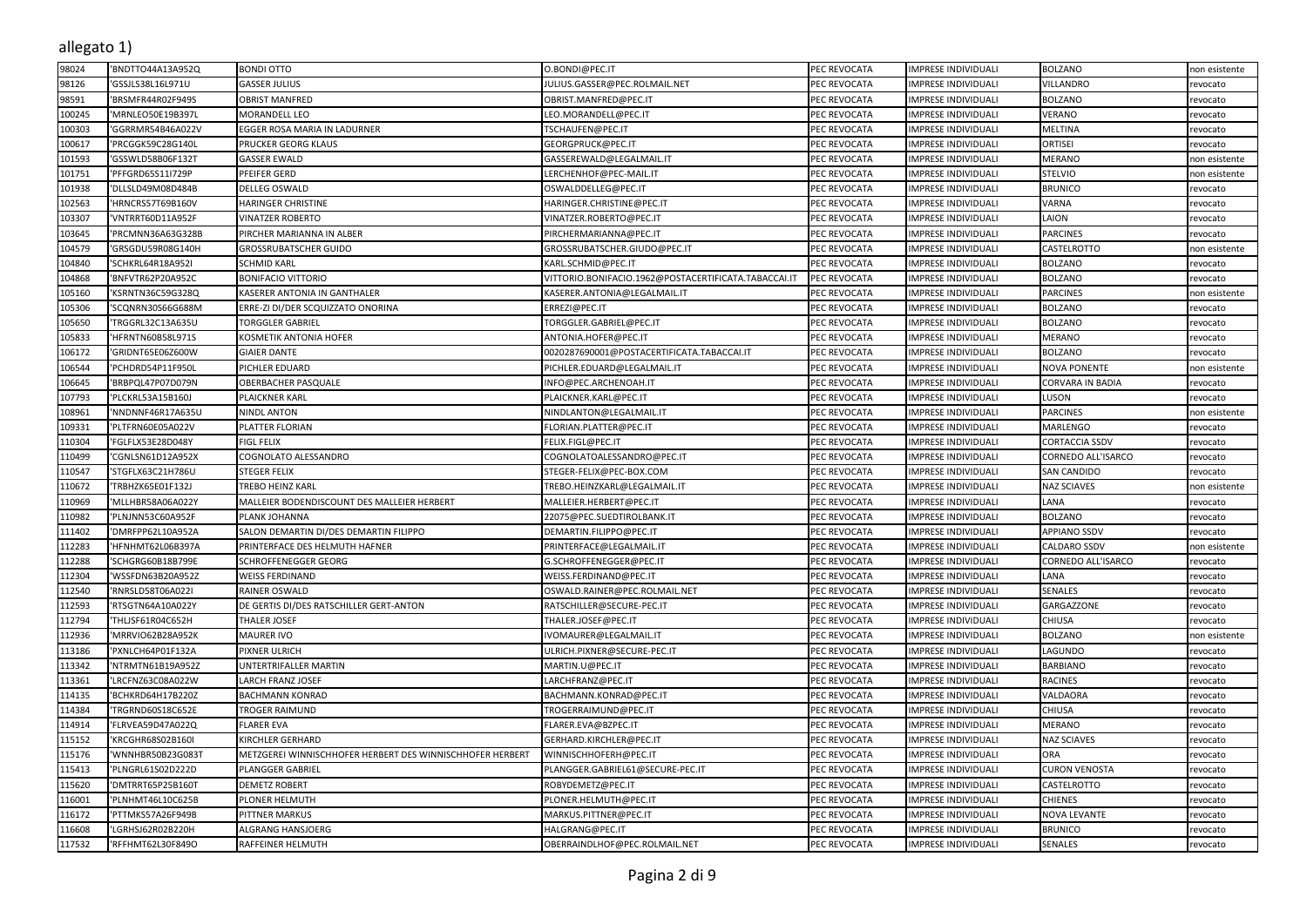allegato 1)

| | | | | | | | |
|---|---|---|---|---|---|---|---|
| 98024 | 'BNDTTO44A13A952Q | BONDI OTTO | O.BONDI@PEC.IT | PEC REVOCATA | IMPRESE INDIVIDUALI | BOLZANO | non esistente |
| 98126 | 'GSSJLS38L16L971U | GASSER JULIUS | JULIUS.GASSER@PEC.ROLMAIL.NET | PEC REVOCATA | IMPRESE INDIVIDUALI | VILLANDRO | revocato |
| 98591 | 'BRSMFR44R02F949S | OBRIST MANFRED | OBRIST.MANFRED@PEC.IT | PEC REVOCATA | IMPRESE INDIVIDUALI | BOLZANO | revocato |
| 100245 | 'MRNLEO50E19B397L | MORANDELL LEO | LEO.MORANDELL@PEC.IT | PEC REVOCATA | IMPRESE INDIVIDUALI | VERANO | revocato |
| 100303 | 'GGRRMR54B46A022V | EGGER ROSA MARIA IN LADURNER | TSCHAUFEN@PEC.IT | PEC REVOCATA | IMPRESE INDIVIDUALI | MELTINA | revocato |
| 100617 | 'PRCGGK59C28G140L | PRUCKER GEORG KLAUS | GEORGPRUCK@PEC.IT | PEC REVOCATA | IMPRESE INDIVIDUALI | ORTISEI | revocato |
| 101593 | 'GSSWLD58B06F132T | GASSER EWALD | GASSEREWALD@LEGALMAIL.IT | PEC REVOCATA | IMPRESE INDIVIDUALI | MERANO | non esistente |
| 101751 | 'PFFGRD65S11I729P | PFEIFER GERD | LERCHENHOF@PEC-MAIL.IT | PEC REVOCATA | IMPRESE INDIVIDUALI | STELVIO | non esistente |
| 101938 | 'DLLSLD49M08D484B | DELLEG OSWALD | OSWALDDELLEG@PEC.IT | PEC REVOCATA | IMPRESE INDIVIDUALI | BRUNICO | revocato |
| 102563 | 'HRNCRS57T69B160V | HARINGER CHRISTINE | HARINGER.CHRISTINE@PEC.IT | PEC REVOCATA | IMPRESE INDIVIDUALI | VARNA | revocato |
| 103307 | 'VNTRRT60D11A952F | VINATZER ROBERTO | VINATZER.ROBERTO@PEC.IT | PEC REVOCATA | IMPRESE INDIVIDUALI | LAION | revocato |
| 103645 | 'PRCMNN36A63G328B | PIRCHER MARIANNA IN ALBER | PIRCHERMARIANNA@PEC.IT | PEC REVOCATA | IMPRESE INDIVIDUALI | PARCINES | revocato |
| 104579 | 'GRSGDU59R08G140H | GROSSRUBATSCHER GUIDO | GROSSRUBATSCHER.GIUDO@PEC.IT | PEC REVOCATA | IMPRESE INDIVIDUALI | CASTELROTTO | non esistente |
| 104840 | 'SCHKRL64R18A952I | SCHMID KARL | KARL.SCHMID@PEC.IT | PEC REVOCATA | IMPRESE INDIVIDUALI | BOLZANO | revocato |
| 104868 | 'BNFVTR62P20A952C | BONIFACIO VITTORIO | VITTORIO.BONIFACIO.1962@POSTACERTIFICATA.TABACCAI.IT | PEC REVOCATA | IMPRESE INDIVIDUALI | BOLZANO | revocato |
| 105160 | 'KSRNTN36C59G328Q | KASERER ANTONIA IN GANTHALER | KASERER.ANTONIA@LEGALMAIL.IT | PEC REVOCATA | IMPRESE INDIVIDUALI | PARCINES | non esistente |
| 105306 | 'SCQNRN30S66G688M | ERRE-ZI DI/DER SCQUIZZATO ONORINA | ERREZI@PEC.IT | PEC REVOCATA | IMPRESE INDIVIDUALI | BOLZANO | revocato |
| 105650 | 'TRGGRL32C13A635U | TORGGLER GABRIEL | TORGGLER.GABRIEL@PEC.IT | PEC REVOCATA | IMPRESE INDIVIDUALI | BOLZANO | revocato |
| 105833 | 'HFRNTN60B58L971S | KOSMETIK ANTONIA HOFER | ANTONIA.HOFER@PEC.IT | PEC REVOCATA | IMPRESE INDIVIDUALI | MERANO | revocato |
| 106172 | 'GRIDNT65E06Z600W | GIAIER DANTE | 0020287690001@POSTACERTIFICATA.TABACCAI.IT | PEC REVOCATA | IMPRESE INDIVIDUALI | BOLZANO | revocato |
| 106544 | 'PCHDRD54P11F950L | PICHLER EDUARD | PICHLER.EDUARD@LEGALMAIL.IT | PEC REVOCATA | IMPRESE INDIVIDUALI | NOVA PONENTE | non esistente |
| 106645 | 'BRBPQL47P07D079N | OBERBACHER PASQUALE | INFO@PEC.ARCHENOAH.IT | PEC REVOCATA | IMPRESE INDIVIDUALI | CORVARA IN BADIA | revocato |
| 107793 | 'PLCKRL53A15B160J | PLAICKNER KARL | PLAICKNER.KARL@PEC.IT | PEC REVOCATA | IMPRESE INDIVIDUALI | LUSON | revocato |
| 108961 | 'NNDNNF46R17A635U | NINDL ANTON | NINDLANTON@LEGALMAIL.IT | PEC REVOCATA | IMPRESE INDIVIDUALI | PARCINES | non esistente |
| 109331 | 'PLTFRN60E05A022V | PLATTER FLORIAN | FLORIAN.PLATTER@PEC.IT | PEC REVOCATA | IMPRESE INDIVIDUALI | MARLENGO | revocato |
| 110304 | 'FGLFLX53E28D048Y | FIGL FELIX | FELIX.FIGL@PEC.IT | PEC REVOCATA | IMPRESE INDIVIDUALI | CORTACCIA SSDV | revocato |
| 110499 | 'CGNLSN61D12A952X | COGNOLATO ALESSANDRO | COGNOLATOALESSANDRO@PEC.IT | PEC REVOCATA | IMPRESE INDIVIDUALI | CORNEDO ALL'ISARCO | revocato |
| 110547 | 'STGFLX63C21H786U | STEGER FELIX | STEGER-FELIX@PEC-BOX.COM | PEC REVOCATA | IMPRESE INDIVIDUALI | SAN CANDIDO | revocato |
| 110672 | 'TRBHZK65E01F132J | TREBO HEINZ KARL | TREBO.HEINZKARL@LEGALMAIL.IT | PEC REVOCATA | IMPRESE INDIVIDUALI | NAZ SCIAVES | non esistente |
| 110969 | 'MLLHBR58A06A022Y | MALLEIER BODENDISCOUNT DES MALLEIER HERBERT | MALLEIER.HERBERT@PEC.IT | PEC REVOCATA | IMPRESE INDIVIDUALI | LANA | revocato |
| 110982 | 'PLNJNN53C60A952F | PLANK JOHANNA | 22075@PEC.SUEDTIROLBANK.IT | PEC REVOCATA | IMPRESE INDIVIDUALI | BOLZANO | revocato |
| 111402 | 'DMRFPP62L10A952A | SALON DEMARTIN DI/DES DEMARTIN FILIPPO | DEMARTIN.FILIPPO@PEC.IT | PEC REVOCATA | IMPRESE INDIVIDUALI | APPIANO SSDV | revocato |
| 112283 | 'HFNHMT62L06B397A | PRINTERFACE DES HELMUTH HAFNER | PRINTERFACE@LEGALMAIL.IT | PEC REVOCATA | IMPRESE INDIVIDUALI | CALDARO SSDV | non esistente |
| 112288 | 'SCHGRG60B18B799E | SCHROFFENEGGER GEORG | G.SCHROFFENEGGER@PEC.IT | PEC REVOCATA | IMPRESE INDIVIDUALI | CORNEDO ALL'ISARCO | revocato |
| 112304 | 'WSSFDN63B20A952Z | WEISS FERDINAND | WEISS.FERDINAND@PEC.IT | PEC REVOCATA | IMPRESE INDIVIDUALI | LANA | revocato |
| 112540 | 'RNRSLD58T06A022I | RAINER OSWALD | OSWALD.RAINER@PEC.ROLMAIL.NET | PEC REVOCATA | IMPRESE INDIVIDUALI | SENALES | revocato |
| 112593 | 'RTSGTN64A10A022Y | DE GERTIS DI/DES RATSCHILLER GERT-ANTON | RATSCHILLER@SECURE-PEC.IT | PEC REVOCATA | IMPRESE INDIVIDUALI | GARGAZZONE | revocato |
| 112794 | 'THLJSF61R04C652H | THALER JOSEF | THALER.JOSEF@PEC.IT | PEC REVOCATA | IMPRESE INDIVIDUALI | CHIUSA | revocato |
| 112936 | 'MRRVIO62B28A952K | MAURER IVO | IVOMAURER@LEGALMAIL.IT | PEC REVOCATA | IMPRESE INDIVIDUALI | BOLZANO | non esistente |
| 113186 | 'PXNLCH64P01F132A | PIXNER ULRICH | ULRICH.PIXNER@SECURE-PEC.IT | PEC REVOCATA | IMPRESE INDIVIDUALI | LAGUNDO | revocato |
| 113342 | 'NTRMTN61B19A952Z | UNTERTRIFALLER MARTIN | MARTIN.U@PEC.IT | PEC REVOCATA | IMPRESE INDIVIDUALI | BARBIANO | revocato |
| 113361 | 'LRCFNZ63C08A022W | LARCH FRANZ JOSEF | LARCHFRANZ@PEC.IT | PEC REVOCATA | IMPRESE INDIVIDUALI | RACINES | revocato |
| 114135 | 'BCHKRD64H17B220Z | BACHMANN KONRAD | BACHMANN.KONRAD@PEC.IT | PEC REVOCATA | IMPRESE INDIVIDUALI | VALDAORA | revocato |
| 114384 | 'TRGRND60S18C652E | TROGER RAIMUND | TROGERRAIMUND@PEC.IT | PEC REVOCATA | IMPRESE INDIVIDUALI | CHIUSA | revocato |
| 114914 | 'FLRVEA59D47A022Q | FLARER EVA | FLARER.EVA@BZPEC.IT | PEC REVOCATA | IMPRESE INDIVIDUALI | MERANO | revocato |
| 115152 | 'KRCGHR68S02B160I | KIRCHLER GERHARD | GERHARD.KIRCHLER@PEC.IT | PEC REVOCATA | IMPRESE INDIVIDUALI | NAZ SCIAVES | revocato |
| 115176 | 'WNNHBR50B23G083T | METZGEREI WINNISCHHOFER HERBERT DES WINNISCHHOFER HERBERT | WINNISCHHOFERH@PEC.IT | PEC REVOCATA | IMPRESE INDIVIDUALI | ORA | revocato |
| 115413 | 'PLNGRL61S02D222D | PLANGGER GABRIEL | PLANGGER.GABRIEL61@SECURE-PEC.IT | PEC REVOCATA | IMPRESE INDIVIDUALI | CURON VENOSTA | revocato |
| 115620 | 'DMTRRT65P25B160T | DEMETZ ROBERT | ROBYDEMETZ@PEC.IT | PEC REVOCATA | IMPRESE INDIVIDUALI | CASTELROTTO | revocato |
| 116001 | 'PLNHMT46L10C625B | PLONER HELMUTH | PLONER.HELMUTH@PEC.IT | PEC REVOCATA | IMPRESE INDIVIDUALI | CHIENES | revocato |
| 116172 | 'PTTMKS57A26F949B | PITTNER MARKUS | MARKUS.PITTNER@PEC.IT | PEC REVOCATA | IMPRESE INDIVIDUALI | NOVA LEVANTE | revocato |
| 116608 | 'LGRHSJ62R02B220H | ALGRANG HANSJOERG | HALGRANG@PEC.IT | PEC REVOCATA | IMPRESE INDIVIDUALI | BRUNICO | revocato |
| 117532 | 'RFFHMT62L30F849O | RAFFEINER HELMUTH | OBERRAINDLHOF@PEC.ROLMAIL.NET | PEC REVOCATA | IMPRESE INDIVIDUALI | SENALES | revocato |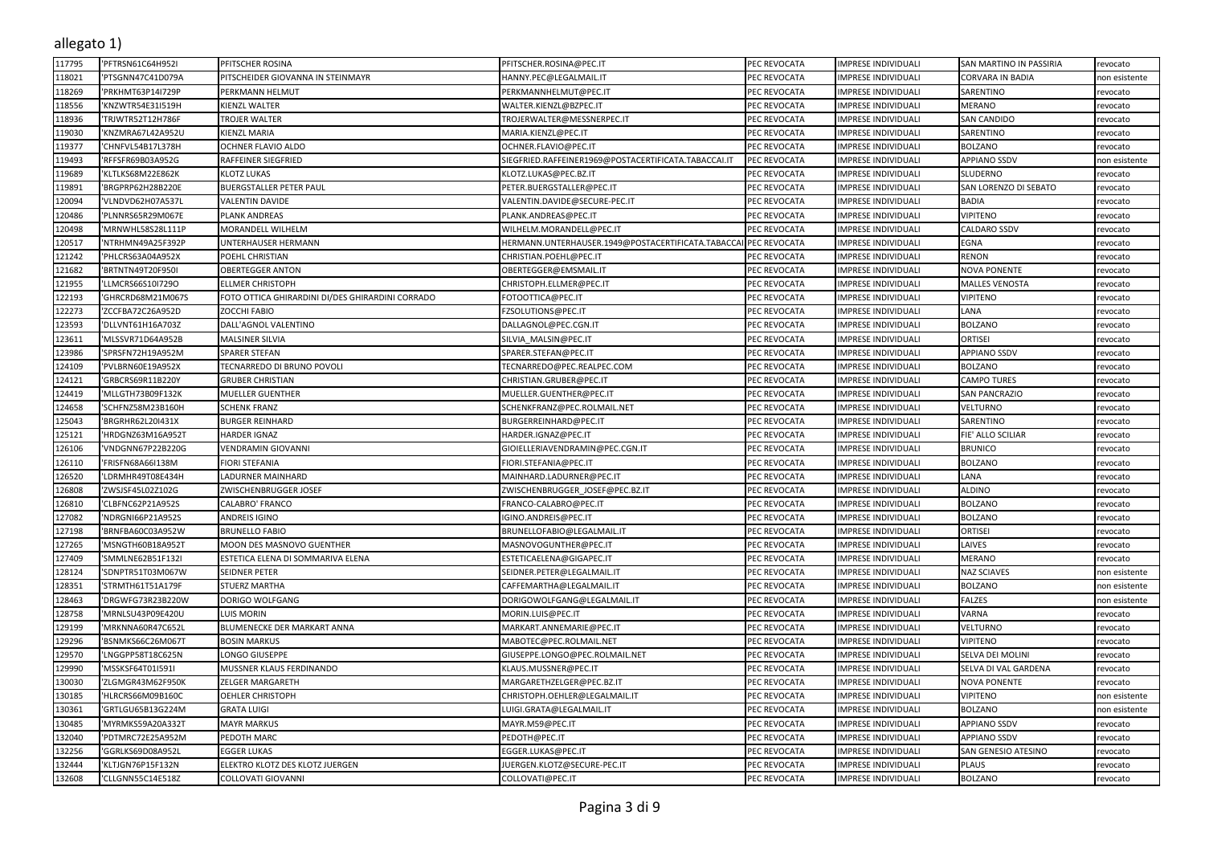allegato 1)

| | | | | | | | |
|---|---|---|---|---|---|---|---|
| 117795 | 'PFTRSN61C64H952I | PFITSCHER ROSINA | PFITSCHER.ROSINA@PEC.IT | PEC REVOCATA | IMPRESE INDIVIDUALI | SAN MARTINO IN PASSIRIA | revocato |
| 118021 | 'PTSGNN47C41D079A | PITSCHEIDER GIOVANNA IN STEINMAYR | HANNY.PEC@LEGALMAIL.IT | PEC REVOCATA | IMPRESE INDIVIDUALI | CORVARA IN BADIA | non esistente |
| 118269 | 'PRKHMT63P14I729P | PERKMANN HELMUT | PERKMANNHELMUT@PEC.IT | PEC REVOCATA | IMPRESE INDIVIDUALI | SARENTINO | revocato |
| 118556 | 'KNZWTR54E31I519H | KIENZL WALTER | WALTER.KIENZL@BZPEC.IT | PEC REVOCATA | IMPRESE INDIVIDUALI | MERANO | revocato |
| 118936 | 'TRJWTR52T12H786F | TROJER WALTER | TROJERWALTER@MESSNERPEC.IT | PEC REVOCATA | IMPRESE INDIVIDUALI | SAN CANDIDO | revocato |
| 119030 | 'KNZMRA67L42A952U | KIENZL MARIA | MARIA.KIENZL@PEC.IT | PEC REVOCATA | IMPRESE INDIVIDUALI | SARENTINO | revocato |
| 119377 | 'CHNFVL54B17L378H | OCHNER FLAVIO ALDO | OCHNER.FLAVIO@PEC.IT | PEC REVOCATA | IMPRESE INDIVIDUALI | BOLZANO | revocato |
| 119493 | 'RFFSFR69B03A952G | RAFFEINER SIEGFRIED | SIEGFRIED.RAFFEINER1969@POSTACERTIFICATA.TABACCAI.IT | PEC REVOCATA | IMPRESE INDIVIDUALI | APPIANO SSDV | non esistente |
| 119689 | 'KLTLKS68M22E862K | KLOTZ LUKAS | KLOTZ.LUKAS@PEC.BZ.IT | PEC REVOCATA | IMPRESE INDIVIDUALI | SLUDERNO | revocato |
| 119891 | 'BRGPRP62H28B220E | BUERGSTALLER PETER PAUL | PETER.BUERGSTALLER@PEC.IT | PEC REVOCATA | IMPRESE INDIVIDUALI | SAN LORENZO DI SEBATO | revocato |
| 120094 | 'VLNDVD62H07A537L | VALENTIN DAVIDE | VALENTIN.DAVIDE@SECURE-PEC.IT | PEC REVOCATA | IMPRESE INDIVIDUALI | BADIA | revocato |
| 120486 | 'PLNNRS65R29M067E | PLANK ANDREAS | PLANK.ANDREAS@PEC.IT | PEC REVOCATA | IMPRESE INDIVIDUALI | VIPITENO | revocato |
| 120498 | 'MRNWHL58S28L111P | MORANDELL WILHELM | WILHELM.MORANDELL@PEC.IT | PEC REVOCATA | IMPRESE INDIVIDUALI | CALDARO SSDV | revocato |
| 120517 | 'NTRHMN49A25F392P | UNTERHAUSER HERMANN | HERMANN.UNTERHAUSER.1949@POSTACERTIFICATA.TABACCAI | PEC REVOCATA | IMPRESE INDIVIDUALI | EGNA | revocato |
| 121242 | 'PHLCRS63A04A952X | POEHL CHRISTIAN | CHRISTIAN.POEHL@PEC.IT | PEC REVOCATA | IMPRESE INDIVIDUALI | RENON | revocato |
| 121682 | 'BRTNTN49T20F950I | OBERTEGGER ANTON | OBERTEGGER@EMSMAIL.IT | PEC REVOCATA | IMPRESE INDIVIDUALI | NOVA PONENTE | revocato |
| 121955 | 'LLMCRS66S10I729O | ELLMER CHRISTOPH | CHRISTOPH.ELLMER@PEC.IT | PEC REVOCATA | IMPRESE INDIVIDUALI | MALLES VENOSTA | revocato |
| 122193 | 'GHRCRD68M21M067S | FOTO OTTICA GHIRARDINI DI/DES GHIRARDINI CORRADO | FOTOOTTICA@PEC.IT | PEC REVOCATA | IMPRESE INDIVIDUALI | VIPITENO | revocato |
| 122273 | 'ZCCFBA72C26A952D | ZOCCHI FABIO | FZSOLUTIONS@PEC.IT | PEC REVOCATA | IMPRESE INDIVIDUALI | LANA | revocato |
| 123593 | 'DLLVNT61H16A703Z | DALL'AGNOL VALENTINO | DALLAGNOL@PEC.CGN.IT | PEC REVOCATA | IMPRESE INDIVIDUALI | BOLZANO | revocato |
| 123611 | 'MLSSVR71D64A952B | MALSINER SILVIA | SILVIA_MALSIN@PEC.IT | PEC REVOCATA | IMPRESE INDIVIDUALI | ORTISEI | revocato |
| 123986 | 'SPRSFN72H19A952M | SPARER STEFAN | SPARER.STEFAN@PEC.IT | PEC REVOCATA | IMPRESE INDIVIDUALI | APPIANO SSDV | revocato |
| 124109 | 'PVLBRN60E19A952X | TECNARREDO DI BRUNO POVOLI | TECNARREDO@PEC.REALPEC.COM | PEC REVOCATA | IMPRESE INDIVIDUALI | BOLZANO | revocato |
| 124121 | 'GRBCRS69R11B220Y | GRUBER CHRISTIAN | CHRISTIAN.GRUBER@PEC.IT | PEC REVOCATA | IMPRESE INDIVIDUALI | CAMPO TURES | revocato |
| 124419 | 'MLLGTH73B09F132K | MUELLER GUENTHER | MUELLER.GUENTHER@PEC.IT | PEC REVOCATA | IMPRESE INDIVIDUALI | SAN PANCRAZIO | revocato |
| 124658 | 'SCHFNZ58M23B160H | SCHENK FRANZ | SCHENKFRANZ@PEC.ROLMAIL.NET | PEC REVOCATA | IMPRESE INDIVIDUALI | VELTURNO | revocato |
| 125043 | 'BRGRHR62L20I431X | BURGER REINHARD | BURGERREINHARD@PEC.IT | PEC REVOCATA | IMPRESE INDIVIDUALI | SARENTINO | revocato |
| 125121 | 'HRDGNZ63M16A952T | HARDER IGNAZ | HARDER.IGNAZ@PEC.IT | PEC REVOCATA | IMPRESE INDIVIDUALI | FIE' ALLO SCILIAR | revocato |
| 126106 | 'VNDGNN67P22B220G | VENDRAMIN GIOVANNI | GIOIELLERIAVENDRAMIN@PEC.CGN.IT | PEC REVOCATA | IMPRESE INDIVIDUALI | BRUNICO | revocato |
| 126110 | 'FRISFN68A66I138M | FIORI STEFANIA | FIORI.STEFANIA@PEC.IT | PEC REVOCATA | IMPRESE INDIVIDUALI | BOLZANO | revocato |
| 126520 | 'LDRMHR49T08E434H | LADURNER MAINHARD | MAINHARD.LADURNER@PEC.IT | PEC REVOCATA | IMPRESE INDIVIDUALI | LANA | revocato |
| 126808 | 'ZWSJSF45L02Z102G | ZWISCHENBRUGGER JOSEF | ZWISCHENBRUGGER_JOSEF@PEC.BZ.IT | PEC REVOCATA | IMPRESE INDIVIDUALI | ALDINO | revocato |
| 126810 | 'CLBFNC62P21A952S | CALABRO' FRANCO | FRANCO-CALABRO@PEC.IT | PEC REVOCATA | IMPRESE INDIVIDUALI | BOLZANO | revocato |
| 127082 | 'NDRGNI66P21A952S | ANDREIS IGINO | IGINO.ANDREIS@PEC.IT | PEC REVOCATA | IMPRESE INDIVIDUALI | BOLZANO | revocato |
| 127198 | 'BRNFBA60C03A952W | BRUNELLO FABIO | BRUNELLOFABIO@LEGALMAIL.IT | PEC REVOCATA | IMPRESE INDIVIDUALI | ORTISEI | revocato |
| 127265 | 'MSNGTH60B18A952T | MOON DES MASNOVO GUENTHER | MASNOVOGUNTHER@PEC.IT | PEC REVOCATA | IMPRESE INDIVIDUALI | LAIVES | revocato |
| 127409 | 'SMMLNE62B51F132I | ESTETICA ELENA DI SOMMARIVA ELENA | ESTETICAELENA@GIGAPEC.IT | PEC REVOCATA | IMPRESE INDIVIDUALI | MERANO | revocato |
| 128124 | 'SDNPTR51T03M067W | SEIDNER PETER | SEIDNER.PETER@LEGALMAIL.IT | PEC REVOCATA | IMPRESE INDIVIDUALI | NAZ SCIAVES | non esistente |
| 128351 | 'STRMTH61T51A179F | STUERZ MARTHA | CAFFEMARTHA@LEGALMAIL.IT | PEC REVOCATA | IMPRESE INDIVIDUALI | BOLZANO | non esistente |
| 128463 | 'DRGWFG73R23B220W | DORIGO WOLFGANG | DORIGOWOLFGANG@LEGALMAIL.IT | PEC REVOCATA | IMPRESE INDIVIDUALI | FALZES | non esistente |
| 128758 | 'MRNLSU43P09E420U | LUIS MORIN | MORIN.LUIS@PEC.IT | PEC REVOCATA | IMPRESE INDIVIDUALI | VARNA | revocato |
| 129199 | 'MRKNNA60R47C652L | BLUMENECKE DER MARKART ANNA | MARKART.ANNEMARIE@PEC.IT | PEC REVOCATA | IMPRESE INDIVIDUALI | VELTURNO | revocato |
| 129296 | 'BSNMKS66C26M067T | BOSIN MARKUS | MABOTEC@PEC.ROLMAIL.NET | PEC REVOCATA | IMPRESE INDIVIDUALI | VIPITENO | revocato |
| 129570 | 'LNGGPP58T18C625N | LONGO GIUSEPPE | GIUSEPPE.LONGO@PEC.ROLMAIL.NET | PEC REVOCATA | IMPRESE INDIVIDUALI | SELVA DEI MOLINI | revocato |
| 129990 | 'MSSKSF64T01I591I | MUSSNER KLAUS FERDINANDO | KLAUS.MUSSNER@PEC.IT | PEC REVOCATA | IMPRESE INDIVIDUALI | SELVA DI VAL GARDENA | revocato |
| 130030 | 'ZLGMGR43M62F950K | ZELGER MARGARETH | MARGARETHZELGER@PEC.BZ.IT | PEC REVOCATA | IMPRESE INDIVIDUALI | NOVA PONENTE | revocato |
| 130185 | 'HLRCRS66M09B160C | OEHLER CHRISTOPH | CHRISTOPH.OEHLER@LEGALMAIL.IT | PEC REVOCATA | IMPRESE INDIVIDUALI | VIPITENO | non esistente |
| 130361 | 'GRTLGU65B13G224M | GRATA LUIGI | LUIGI.GRATA@LEGALMAIL.IT | PEC REVOCATA | IMPRESE INDIVIDUALI | BOLZANO | non esistente |
| 130485 | 'MYRMKS59A20A332T | MAYR MARKUS | MAYR.M59@PEC.IT | PEC REVOCATA | IMPRESE INDIVIDUALI | APPIANO SSDV | revocato |
| 132040 | 'PDTMRC72E25A952M | PEDOTH MARC | PEDOTH@PEC.IT | PEC REVOCATA | IMPRESE INDIVIDUALI | APPIANO SSDV | revocato |
| 132256 | 'GGRLKS69D08A952L | EGGER LUKAS | EGGER.LUKAS@PEC.IT | PEC REVOCATA | IMPRESE INDIVIDUALI | SAN GENESIO ATESINO | revocato |
| 132444 | 'KLTJGN76P15F132N | ELEKTRO KLOTZ DES KLOTZ JUERGEN | JUERGEN.KLOTZ@SECURE-PEC.IT | PEC REVOCATA | IMPRESE INDIVIDUALI | PLAUS | revocato |
| 132608 | 'CLLGNN55C14E518Z | COLLOVATI GIOVANNI | COLLOVATI@PEC.IT | PEC REVOCATA | IMPRESE INDIVIDUALI | BOLZANO | revocato |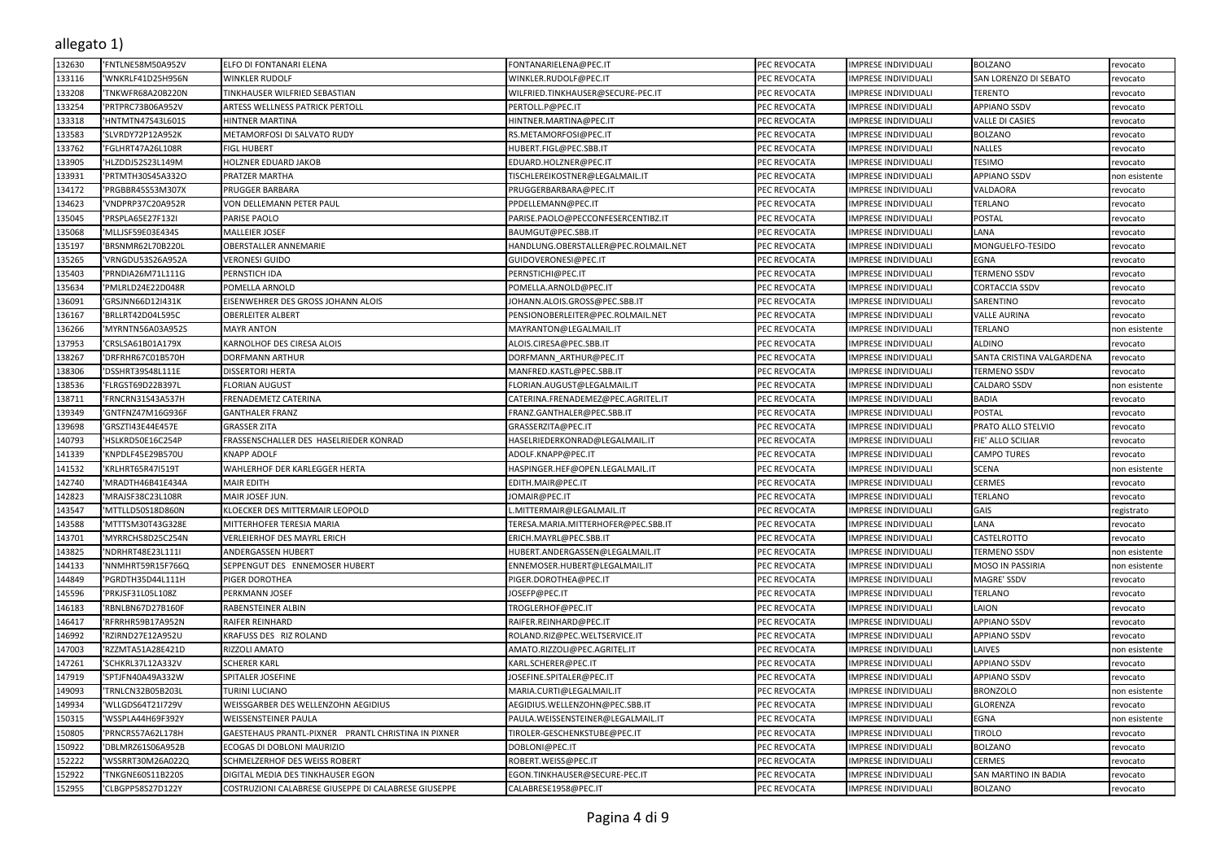allegato 1)

| | | | | | | | |
|---|---|---|---|---|---|---|---|
| 132630 | 'FNTLNE58M50A952V | ELFO DI FONTANARI ELENA | FONTANARIELENA@PEC.IT | PEC REVOCATA | IMPRESE INDIVIDUALI | BOLZANO | revocato |
| 133116 | 'WNKRLF41D25H956N | WINKLER RUDOLF | WINKLER.RUDOLF@PEC.IT | PEC REVOCATA | IMPRESE INDIVIDUALI | SAN LORENZO DI SEBATO | revocato |
| 133208 | 'TNKWFR68A20B220N | TINKHAUSER WILFRIED SEBASTIAN | WILFRIED.TINKHAUSER@SECURE-PEC.IT | PEC REVOCATA | IMPRESE INDIVIDUALI | TERENTO | revocato |
| 133254 | 'PRTPRC73B06A952V | ARTESS WELLNESS PATRICK PERTOLL | PERTOLL.P@PEC.IT | PEC REVOCATA | IMPRESE INDIVIDUALI | APPIANO SSDV | revocato |
| 133318 | 'HNTMTN47S43L601S | HINTNER MARTINA | HINTNER.MARTINA@PEC.IT | PEC REVOCATA | IMPRESE INDIVIDUALI | VALLE DI CASIES | revocato |
| 133583 | 'SLVRDY72P12A952K | METAMORFOSI DI SALVATO RUDY | RS.METAMORFOSI@PEC.IT | PEC REVOCATA | IMPRESE INDIVIDUALI | BOLZANO | revocato |
| 133762 | 'FGLHRT47A26L108R | FIGL HUBERT | HUBERT.FIGL@PEC.SBB.IT | PEC REVOCATA | IMPRESE INDIVIDUALI | NALLES | revocato |
| 133905 | 'HLZDDJ52S23L149M | HOLZNER EDUARD JAKOB | EDUARD.HOLZNER@PEC.IT | PEC REVOCATA | IMPRESE INDIVIDUALI | TESIMO | revocato |
| 133931 | 'PRTMTH30S45A332O | PRATZER MARTHA | TISCHLEREIKOSTNER@LEGALMAIL.IT | PEC REVOCATA | IMPRESE INDIVIDUALI | APPIANO SSDV | non esistente |
| 134172 | 'PRGBBR45S53M307X | PRUGGER BARBARA | PRUGGERBARBARA@PEC.IT | PEC REVOCATA | IMPRESE INDIVIDUALI | VALDAORA | revocato |
| 134623 | 'VNDPRP37C20A952R | VON DELLEMANN PETER PAUL | PPDELLEMANN@PEC.IT | PEC REVOCATA | IMPRESE INDIVIDUALI | TERLANO | revocato |
| 135045 | 'PRSPLA65E27F132I | PARISE PAOLO | PARISE.PAOLO@PECCONFESERCENTIBZ.IT | PEC REVOCATA | IMPRESE INDIVIDUALI | POSTAL | revocato |
| 135068 | 'MLLJSF59E03E434S | MALLEIER JOSEF | BAUMGUT@PEC.SBB.IT | PEC REVOCATA | IMPRESE INDIVIDUALI | LANA | revocato |
| 135197 | 'BRSNMR62L70B220L | OBERSTALLER ANNEMARIE | HANDLUNG.OBERSTALLER@PEC.ROLMAIL.NET | PEC REVOCATA | IMPRESE INDIVIDUALI | MONGUELFO-TESIDO | revocato |
| 135265 | 'VRNGDU53S26A952A | VERONESI GUIDO | GUIDOVERONESI@PEC.IT | PEC REVOCATA | IMPRESE INDIVIDUALI | EGNA | revocato |
| 135403 | 'PRNDIA26M71L111G | PERNSTICH IDA | PERNSTICHI@PEC.IT | PEC REVOCATA | IMPRESE INDIVIDUALI | TERMENO SSDV | revocato |
| 135634 | 'PMLRLD24E22D048R | POMELLA ARNOLD | POMELLA.ARNOLD@PEC.IT | PEC REVOCATA | IMPRESE INDIVIDUALI | CORTACCIA SSDV | revocato |
| 136091 | 'GRSJNN66D12I431K | EISENWEHRER DES GROSS JOHANN ALOIS | JOHANN.ALOIS.GROSS@PEC.SBB.IT | PEC REVOCATA | IMPRESE INDIVIDUALI | SARENTINO | revocato |
| 136167 | 'BRLLRT42D04L595C | OBERLEITER ALBERT | PENSIONOBERLEITER@PEC.ROLMAIL.NET | PEC REVOCATA | IMPRESE INDIVIDUALI | VALLE AURINA | revocato |
| 136266 | 'MYRNTN56A03A952S | MAYR ANTON | MAYRANTON@LEGALMAIL.IT | PEC REVOCATA | IMPRESE INDIVIDUALI | TERLANO | non esistente |
| 137953 | 'CRSLSA61B01A179X | KARNOLHOF DES CIRESA ALOIS | ALOIS.CIRESA@PEC.SBB.IT | PEC REVOCATA | IMPRESE INDIVIDUALI | ALDINO | revocato |
| 138267 | 'DRFRHR67C01B570H | DORFMANN ARTHUR | DORFMANN_ARTHUR@PEC.IT | PEC REVOCATA | IMPRESE INDIVIDUALI | SANTA CRISTINA VALGARDENA | revocato |
| 138306 | 'DSSHRT39S48L111E | DISSERTORI HERTA | MANFRED.KASTL@PEC.SBB.IT | PEC REVOCATA | IMPRESE INDIVIDUALI | TERMENO SSDV | revocato |
| 138536 | 'FLRGST69D22B397L | FLORIAN AUGUST | FLORIAN.AUGUST@LEGALMAIL.IT | PEC REVOCATA | IMPRESE INDIVIDUALI | CALDARO SSDV | non esistente |
| 138711 | 'FRNCRN31S43A537H | FRENADEMETZ CATERINA | CATERINA.FRENADEMEZ@PEC.AGRITEL.IT | PEC REVOCATA | IMPRESE INDIVIDUALI | BADIA | revocato |
| 139349 | 'GNTFNZ47M16G936F | GANTHALER FRANZ | FRANZ.GANTHALER@PEC.SBB.IT | PEC REVOCATA | IMPRESE INDIVIDUALI | POSTAL | revocato |
| 139698 | 'GRSZTI43E44E457E | GRASSER ZITA | GRASSERZITA@PEC.IT | PEC REVOCATA | IMPRESE INDIVIDUALI | PRATO ALLO STELVIO | revocato |
| 140793 | 'HSLKRD50E16C254P | FRASSENSCHALLER DES HASELRIEDER KONRAD | HASELRIEDERKONRAD@LEGALMAIL.IT | PEC REVOCATA | IMPRESE INDIVIDUALI | FIE' ALLO SCILIAR | revocato |
| 141339 | 'KNPDLF45E29B570U | KNAPP ADOLF | ADOLF.KNAPP@PEC.IT | PEC REVOCATA | IMPRESE INDIVIDUALI | CAMPO TURES | revocato |
| 141532 | 'KRLHRT65R47I519T | WAHLERHOF DER KARLEGGER HERTA | HASPINGER.HEF@OPEN.LEGALMAIL.IT | PEC REVOCATA | IMPRESE INDIVIDUALI | SCENA | non esistente |
| 142740 | 'MRADTH46B41E434A | MAIR EDITH | EDITH.MAIR@PEC.IT | PEC REVOCATA | IMPRESE INDIVIDUALI | CERMES | revocato |
| 142823 | 'MRAJSF38C23L108R | MAIR JOSEF JUN. | JOMAIR@PEC.IT | PEC REVOCATA | IMPRESE INDIVIDUALI | TERLANO | revocato |
| 143547 | 'MTTLLD50S18D860N | KLOECKER DES MITTERMAIR LEOPOLD | L.MITTERMAIR@LEGALMAIL.IT | PEC REVOCATA | IMPRESE INDIVIDUALI | GAIS | registrato |
| 143588 | 'MTTTSM30T43G328E | MITTERHOFER TERESIA MARIA | TERESA.MARIA.MITTERHOFER@PEC.SBB.IT | PEC REVOCATA | IMPRESE INDIVIDUALI | LANA | revocato |
| 143701 | 'MYRRCH58D25C254N | VERLEIERHOF DES MAYRL ERICH | ERICH.MAYRL@PEC.SBB.IT | PEC REVOCATA | IMPRESE INDIVIDUALI | CASTELROTTO | revocato |
| 143825 | 'NDRHRT48E23L111I | ANDERGASSEN HUBERT | HUBERT.ANDERGASSEN@LEGALMAIL.IT | PEC REVOCATA | IMPRESE INDIVIDUALI | TERMENO SSDV | non esistente |
| 144133 | 'NNMHRT59R15F766Q | SEPPENGUT DES ENNEMOSER HUBERT | ENNEMOSER.HUBERT@LEGALMAIL.IT | PEC REVOCATA | IMPRESE INDIVIDUALI | MOSO IN PASSIRIA | non esistente |
| 144849 | 'PGRDTH35D44L111H | PIGER DOROTHEA | PIGER.DOROTHEA@PEC.IT | PEC REVOCATA | IMPRESE INDIVIDUALI | MAGRE' SSDV | revocato |
| 145596 | 'PRKJSF31L05L108Z | PERKMANN JOSEF | JOSEFP@PEC.IT | PEC REVOCATA | IMPRESE INDIVIDUALI | TERLANO | revocato |
| 146183 | 'RBNLBN67D27B160F | RABENSTEINER ALBIN | TROGLERHOF@PEC.IT | PEC REVOCATA | IMPRESE INDIVIDUALI | LAION | revocato |
| 146417 | 'RFRRHR59B17A952N | RAIFER REINHARD | RAIFER.REINHARD@PEC.IT | PEC REVOCATA | IMPRESE INDIVIDUALI | APPIANO SSDV | revocato |
| 146992 | 'RZIRND27E12A952U | KRAFUSS DES RIZ ROLAND | ROLAND.RIZ@PEC.WELTSERVICE.IT | PEC REVOCATA | IMPRESE INDIVIDUALI | APPIANO SSDV | revocato |
| 147003 | 'RZZMTA51A28E421D | RIZZOLI AMATO | AMATO.RIZZOLI@PEC.AGRITEL.IT | PEC REVOCATA | IMPRESE INDIVIDUALI | LAIVES | non esistente |
| 147261 | 'SCHKRL37L12A332V | SCHERER KARL | KARL.SCHERER@PEC.IT | PEC REVOCATA | IMPRESE INDIVIDUALI | APPIANO SSDV | revocato |
| 147919 | 'SPTJFN40A49A332W | SPITALER JOSEFINE | JOSEFINE.SPITALER@PEC.IT | PEC REVOCATA | IMPRESE INDIVIDUALI | APPIANO SSDV | revocato |
| 149093 | 'TRNLCN32B05B203L | TURINI LUCIANO | MARIA.CURTI@LEGALMAIL.IT | PEC REVOCATA | IMPRESE INDIVIDUALI | BRONZOLO | non esistente |
| 149934 | 'WLLGDS64T21I729V | WEISSGARBER DES WELLENZOHN AEGIDIUS | AEGIDIUS.WELLENZOHN@PEC.SBB.IT | PEC REVOCATA | IMPRESE INDIVIDUALI | GLORENZA | revocato |
| 150315 | 'WSSPLA44H69F392Y | WEISSENSTEINER PAULA | PAULA.WEISSENSTEINER@LEGALMAIL.IT | PEC REVOCATA | IMPRESE INDIVIDUALI | EGNA | non esistente |
| 150805 | 'PRNCRS57A62L178H | GAESTEHAUS PRANTL-PIXNER PRANTL CHRISTINA IN PIXNER | TIROLER-GESCHENKSTUBE@PEC.IT | PEC REVOCATA | IMPRESE INDIVIDUALI | TIROLO | revocato |
| 150922 | 'DBLMRZ61S06A952B | ECOGAS DI DOBLONI MAURIZIO | DOBLONI@PEC.IT | PEC REVOCATA | IMPRESE INDIVIDUALI | BOLZANO | revocato |
| 152222 | 'WSSRRT30M26A022Q | SCHMELZERHOF DES WEISS ROBERT | ROBERT.WEISS@PEC.IT | PEC REVOCATA | IMPRESE INDIVIDUALI | CERMES | revocato |
| 152922 | 'TNKGNE60S11B220S | DIGITAL MEDIA DES TINKHAUSER EGON | EGON.TINKHAUSER@SECURE-PEC.IT | PEC REVOCATA | IMPRESE INDIVIDUALI | SAN MARTINO IN BADIA | revocato |
| 152955 | 'CLBGPP58S27D122Y | COSTRUZIONI CALABRESE GIUSEPPE DI CALABRESE GIUSEPPE | CALABRESE1958@PEC.IT | PEC REVOCATA | IMPRESE INDIVIDUALI | BOLZANO | revocato |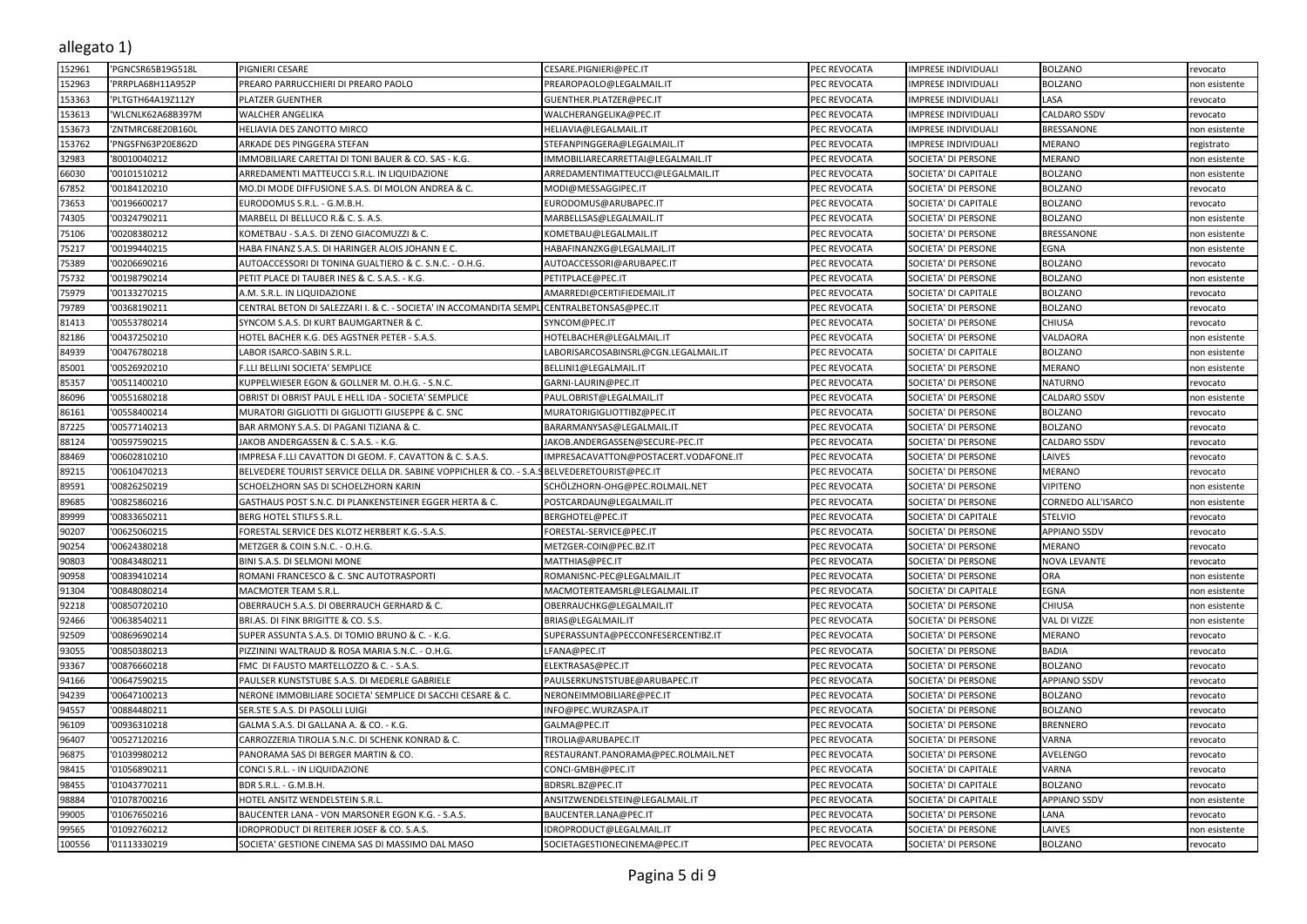allegato 1)

| | | | | | | | |
|---|---|---|---|---|---|---|---|
| 152961 | 'PGNCSR65B19G518L | PIGNIERI CESARE | CESARE.PIGNIERI@PEC.IT | PEC REVOCATA | IMPRESE INDIVIDUALI | BOLZANO | revocato |
| 152963 | 'PRRPLA68H11A952P | PREARO PARRUCCHIERI DI PREARO PAOLO | PREAROPAOLO@LEGALMAIL.IT | PEC REVOCATA | IMPRESE INDIVIDUALI | BOLZANO | non esistente |
| 153363 | 'PLTGTH64A19Z112Y | PLATZER GUENTHER | GUENTHER.PLATZER@PEC.IT | PEC REVOCATA | IMPRESE INDIVIDUALI | LASA | revocato |
| 153613 | 'WLCNLK62A68B397M | WALCHER ANGELIKA | WALCHERANGELIKA@PEC.IT | PEC REVOCATA | IMPRESE INDIVIDUALI | CALDARO SSDV | revocato |
| 153673 | 'ZNTMRC68E20B160L | HELIAVIA DES ZANOTTO MIRCO | HELIAVIA@LEGALMAIL.IT | PEC REVOCATA | IMPRESE INDIVIDUALI | BRESSANONE | non esistente |
| 153762 | 'PNGSFN63P20E862D | ARKADE DES PINGGERA STEFAN | STEFANPINGGERA@LEGALMAIL.IT | PEC REVOCATA | IMPRESE INDIVIDUALI | MERANO | registrato |
| 32983 | '80010040212 | IMMOBILIARE CARETTAI DI TONI BAUER & CO. SAS - K.G. | IMMOBILIARECARRETTAI@LEGALMAIL.IT | PEC REVOCATA | SOCIETA' DI PERSONE | MERANO | non esistente |
| 66030 | '00101510212 | ARREDAMENTI MATTEUCCI S.R.L. IN LIQUIDAZIONE | ARREDAMENTIMATTEUCCI@LEGALMAIL.IT | PEC REVOCATA | SOCIETA' DI CAPITALE | BOLZANO | non esistente |
| 67852 | '00184120210 | MO.DI MODE DIFFUSIONE S.A.S. DI MOLON ANDREA & C. | MODI@MESSAGGIPEC.IT | PEC REVOCATA | SOCIETA' DI PERSONE | BOLZANO | revocato |
| 73653 | '00196600217 | EURODOMUS S.R.L. - G.M.B.H. | EURODOMUS@ARUBAPEC.IT | PEC REVOCATA | SOCIETA' DI CAPITALE | BOLZANO | revocato |
| 74305 | '00324790211 | MARBELL DI BELLUCO R.& C. S. A.S. | MARBELLSAS@LEGALMAIL.IT | PEC REVOCATA | SOCIETA' DI PERSONE | BOLZANO | non esistente |
| 75106 | '00208380212 | KOMETBAU - S.A.S. DI ZENO GIACOMUZZI & C. | KOMETBAU@LEGALMAIL.IT | PEC REVOCATA | SOCIETA' DI PERSONE | BRESSANONE | non esistente |
| 75217 | '00199440215 | HABA FINANZ S.A.S. DI HARINGER ALOIS JOHANN E C. | HABAFINANZKG@LEGALMAIL.IT | PEC REVOCATA | SOCIETA' DI PERSONE | EGNA | non esistente |
| 75389 | '00206690216 | AUTOACCESSORI DI TONINA GUALTIERO & C. S.N.C. - O.H.G. | AUTOACCESSORI@ARUBAPEC.IT | PEC REVOCATA | SOCIETA' DI PERSONE | BOLZANO | revocato |
| 75732 | '00198790214 | PETIT PLACE DI TAUBER INES & C. S.A.S. - K.G. | PETITPLACE@PEC.IT | PEC REVOCATA | SOCIETA' DI PERSONE | BOLZANO | non esistente |
| 75979 | '00133270215 | A.M. S.R.L. IN LIQUIDAZIONE | AMARREDI@CERTIFIEDEMAIL.IT | PEC REVOCATA | SOCIETA' DI CAPITALE | BOLZANO | revocato |
| 79789 | '00368190211 | CENTRAL BETON DI SALEZZARI I. & C. - SOCIETA' IN ACCOMANDITA SEMPL | CENTRALBETONSAS@PEC.IT | PEC REVOCATA | SOCIETA' DI PERSONE | BOLZANO | revocato |
| 81413 | '00553780214 | SYNCOM S.A.S. DI KURT BAUMGARTNER & C. | SYNCOM@PEC.IT | PEC REVOCATA | SOCIETA' DI PERSONE | CHIUSA | revocato |
| 82186 | '00437250210 | HOTEL BACHER K.G. DES AGSTNER PETER - S.A.S. | HOTELBACHER@LEGALMAIL.IT | PEC REVOCATA | SOCIETA' DI PERSONE | VALDAORA | non esistente |
| 84939 | '00476780218 | LABOR ISARCO-SABIN S.R.L. | LABORISARCOSABINSRL@CGN.LEGALMAIL.IT | PEC REVOCATA | SOCIETA' DI CAPITALE | BOLZANO | non esistente |
| 85001 | '00526920210 | F.LLI BELLINI SOCIETA' SEMPLICE | BELLINI1@LEGALMAIL.IT | PEC REVOCATA | SOCIETA' DI PERSONE | MERANO | non esistente |
| 85357 | '00511400210 | KUPPELWIESER EGON & GOLLNER M. O.H.G. - S.N.C. | GARNI-LAURIN@PEC.IT | PEC REVOCATA | SOCIETA' DI PERSONE | NATURNO | revocato |
| 86096 | '00551680218 | OBRIST DI OBRIST PAUL E HELL IDA - SOCIETA' SEMPLICE | PAUL.OBRIST@LEGALMAIL.IT | PEC REVOCATA | SOCIETA' DI PERSONE | CALDARO SSDV | non esistente |
| 86161 | '00558400214 | MURATORI GIGLIOTTI DI GIGLIOTTI GIUSEPPE & C. SNC | MURATORIGIGLIOTTIBZ@PEC.IT | PEC REVOCATA | SOCIETA' DI PERSONE | BOLZANO | revocato |
| 87225 | '00577140213 | BAR ARMONY S.A.S. DI PAGANI TIZIANA & C. | BARARMANYSAS@LEGALMAIL.IT | PEC REVOCATA | SOCIETA' DI PERSONE | BOLZANO | revocato |
| 88124 | '00597590215 | JAKOB ANDERGASSEN & C. S.A.S. - K.G. | JAKOB.ANDERGASSEN@SECURE-PEC.IT | PEC REVOCATA | SOCIETA' DI PERSONE | CALDARO SSDV | revocato |
| 88469 | '00602810210 | IMPRESA F.LLI CAVATTON DI GEOM. F. CAVATTON & C. S.A.S. | IMPRESACAVATTON@POSTACERT.VODAFONE.IT | PEC REVOCATA | SOCIETA' DI PERSONE | LAIVES | revocato |
| 89215 | '00610470213 | BELVEDERE TOURIST SERVICE DELLA DR. SABINE VOPPICHLER & CO. - S.A.S | BELVEDERETOURIST@PEC.IT | PEC REVOCATA | SOCIETA' DI PERSONE | MERANO | revocato |
| 89591 | '00826250219 | SCHOELZHORN SAS DI SCHOELZHORN KARIN | SCHÖLZHORN-OHG@PEC.ROLMAIL.NET | PEC REVOCATA | SOCIETA' DI PERSONE | VIPITENO | non esistente |
| 89685 | '00825860216 | GASTHAUS POST S.N.C. DI PLANKENSTEINER EGGER HERTA & C. | POSTCARDAUN@LEGALMAIL.IT | PEC REVOCATA | SOCIETA' DI PERSONE | CORNEDO ALL'ISARCO | non esistente |
| 89999 | '00833650211 | BERG HOTEL STILFS S.R.L. | BERGHOTEL@PEC.IT | PEC REVOCATA | SOCIETA' DI CAPITALE | STELVIO | revocato |
| 90207 | '00625060215 | FORESTAL SERVICE DES KLOTZ HERBERT K.G.-S.A.S. | FORESTAL-SERVICE@PEC.IT | PEC REVOCATA | SOCIETA' DI PERSONE | APPIANO SSDV | revocato |
| 90254 | '00624380218 | METZGER & COIN S.N.C. - O.H.G. | METZGER-COIN@PEC.BZ.IT | PEC REVOCATA | SOCIETA' DI PERSONE | MERANO | revocato |
| 90803 | '00843480211 | BINI S.A.S. DI SELMONI MONE | MATTHIAS@PEC.IT | PEC REVOCATA | SOCIETA' DI PERSONE | NOVA LEVANTE | revocato |
| 90958 | '00839410214 | ROMANI FRANCESCO & C. SNC AUTOTRASPORTI | ROMANISNC-PEC@LEGALMAIL.IT | PEC REVOCATA | SOCIETA' DI PERSONE | ORA | non esistente |
| 91304 | '00848080214 | MACMOTER TEAM S.R.L. | MACMOTERTEAMSRL@LEGALMAIL.IT | PEC REVOCATA | SOCIETA' DI CAPITALE | EGNA | non esistente |
| 92218 | '00850720210 | OBERRAUCH S.A.S. DI OBERRAUCH GERHARD & C. | OBERRAUCHKG@LEGALMAIL.IT | PEC REVOCATA | SOCIETA' DI PERSONE | CHIUSA | non esistente |
| 92466 | '00638540211 | BRI.AS. DI FINK BRIGITTE & CO. S.S. | BRIAS@LEGALMAIL.IT | PEC REVOCATA | SOCIETA' DI PERSONE | VAL DI VIZZE | non esistente |
| 92509 | '00869690214 | SUPER ASSUNTA S.A.S. DI TOMIO BRUNO & C. - K.G. | SUPERASSUNTA@PECCONFESERCENTIBZ.IT | PEC REVOCATA | SOCIETA' DI PERSONE | MERANO | revocato |
| 93055 | '00850380213 | PIZZININI WALTRAUD & ROSA MARIA S.N.C. - O.H.G. | LFANA@PEC.IT | PEC REVOCATA | SOCIETA' DI PERSONE | BADIA | revocato |
| 93367 | '00876660218 | FMC DI FAUSTO MARTELLOZZO & C. - S.A.S. | ELEKTRASAS@PEC.IT | PEC REVOCATA | SOCIETA' DI PERSONE | BOLZANO | revocato |
| 94166 | '00647590215 | PAULSER KUNSTSTUBE S.A.S. DI MEDERLE GABRIELE | PAULSERKUNSTSTUBE@ARUBAPEC.IT | PEC REVOCATA | SOCIETA' DI PERSONE | APPIANO SSDV | revocato |
| 94239 | '00647100213 | NERONE IMMOBILIARE SOCIETA' SEMPLICE DI SACCHI CESARE & C. | NERONEIMMOBILIARE@PEC.IT | PEC REVOCATA | SOCIETA' DI PERSONE | BOLZANO | revocato |
| 94557 | '00884480211 | SER.STE S.A.S. DI PASOLLI LUIGI | INFO@PEC.WURZASPA.IT | PEC REVOCATA | SOCIETA' DI PERSONE | BOLZANO | revocato |
| 96109 | '00936310218 | GALMA S.A.S. DI GALLANA A. & CO. - K.G. | GALMA@PEC.IT | PEC REVOCATA | SOCIETA' DI PERSONE | BRENNERO | revocato |
| 96407 | '00527120216 | CARROZZERIA TIROLIA S.N.C. DI SCHENK KONRAD & C. | TIROLIA@ARUBAPEC.IT | PEC REVOCATA | SOCIETA' DI PERSONE | VARNA | revocato |
| 96875 | '01039980212 | PANORAMA SAS DI BERGER MARTIN & CO. | RESTAURANT.PANORAMA@PEC.ROLMAIL.NET | PEC REVOCATA | SOCIETA' DI PERSONE | AVELENGO | revocato |
| 98415 | '01056890211 | CONCI S.R.L. - IN LIQUIDAZIONE | CONCI-GMBH@PEC.IT | PEC REVOCATA | SOCIETA' DI CAPITALE | VARNA | revocato |
| 98455 | '01043770211 | BDR S.R.L. - G.M.B.H. | BDRSRL.BZ@PEC.IT | PEC REVOCATA | SOCIETA' DI CAPITALE | BOLZANO | revocato |
| 98884 | '01078700216 | HOTEL ANSITZ WENDELSTEIN S.R.L. | ANSITZWENDELSTEIN@LEGALMAIL.IT | PEC REVOCATA | SOCIETA' DI CAPITALE | APPIANO SSDV | non esistente |
| 99005 | '01067650216 | BAUCENTER LANA - VON MARSONER EGON K.G. - S.A.S. | BAUCENTER.LANA@PEC.IT | PEC REVOCATA | SOCIETA' DI PERSONE | LANA | revocato |
| 99565 | '01092760212 | IDROPRODUCT DI REITERER JOSEF & CO. S.A.S. | IDROPRODUCT@LEGALMAIL.IT | PEC REVOCATA | SOCIETA' DI PERSONE | LAIVES | non esistente |
| 100556 | '01113330219 | SOCIETA' GESTIONE CINEMA SAS DI MASSIMO DAL MASO | SOCIETAGESTIONECINEMA@PEC.IT | PEC REVOCATA | SOCIETA' DI PERSONE | BOLZANO | revocato |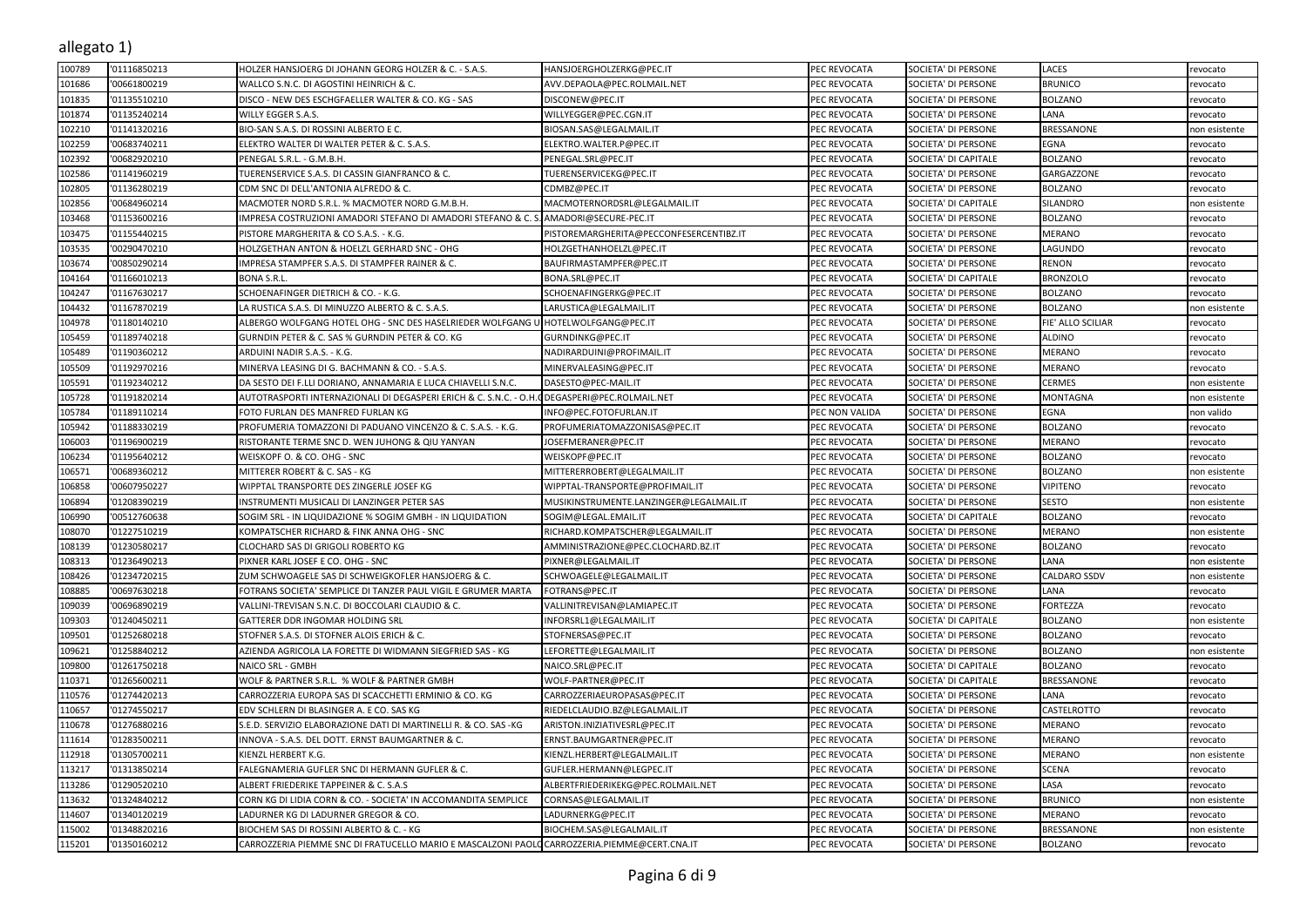allegato 1)

| | | | | | | | |
|---|---|---|---|---|---|---|---|
| 100789 | '01116850213 | HOLZER HANSJOERG DI JOHANN GEORG HOLZER & C. - S.A.S. | HANSJOERGHOLZERKG@PEC.IT | PEC REVOCATA | SOCIETA' DI PERSONE | LACES | revocato |
| 101686 | '00661800219 | WALLCO S.N.C. DI AGOSTINI HEINRICH & C. | AVV.DEPAOLA@PEC.ROLMAIL.NET | PEC REVOCATA | SOCIETA' DI PERSONE | BRUNICO | revocato |
| 101835 | '01135510210 | DISCO - NEW DES ESCHGFAELLER WALTER & CO. KG - SAS | DISCONEW@PEC.IT | PEC REVOCATA | SOCIETA' DI PERSONE | BOLZANO | revocato |
| 101874 | '01135240214 | WILLY EGGER S.A.S. | WILLYEGGER@PEC.CGN.IT | PEC REVOCATA | SOCIETA' DI PERSONE | LANA | revocato |
| 102210 | '01141320216 | BIO-SAN S.A.S. DI ROSSINI ALBERTO E C. | BIOSAN.SAS@LEGALMAIL.IT | PEC REVOCATA | SOCIETA' DI PERSONE | BRESSANONE | non esistente |
| 102259 | '00683740211 | ELEKTRO WALTER DI WALTER PETER & C. S.A.S. | ELEKTRO.WALTER.P@PEC.IT | PEC REVOCATA | SOCIETA' DI PERSONE | EGNA | revocato |
| 102392 | '00682920210 | PENEGAL S.R.L. - G.M.B.H. | PENEGAL.SRL@PEC.IT | PEC REVOCATA | SOCIETA' DI CAPITALE | BOLZANO | revocato |
| 102586 | '01141960219 | TUERENSERVICE S.A.S. DI CASSIN GIANFRANCO & C. | TUERENSERVICEKG@PEC.IT | PEC REVOCATA | SOCIETA' DI PERSONE | GARGAZZONE | revocato |
| 102805 | '01136280219 | CDM SNC DI DELL'ANTONIA ALFREDO & C. | CDMBZ@PEC.IT | PEC REVOCATA | SOCIETA' DI PERSONE | BOLZANO | revocato |
| 102856 | '00684960214 | MACMOTER NORD S.R.L. % MACMOTER NORD G.M.B.H. | MACMOTERNORDSRL@LEGALMAIL.IT | PEC REVOCATA | SOCIETA' DI CAPITALE | SILANDRO | non esistente |
| 103468 | '01153600216 | IMPRESA COSTRUZIONI AMADORI STEFANO DI AMADORI STEFANO & C. S. | AMADORI@SECURE-PEC.IT | PEC REVOCATA | SOCIETA' DI PERSONE | BOLZANO | revocato |
| 103475 | '01155440215 | PISTORE MARGHERITA & CO S.A.S. - K.G. | PISTOREMARGHERITA@PECCONFESERCENTIBZ.IT | PEC REVOCATA | SOCIETA' DI PERSONE | MERANO | revocato |
| 103535 | '00290470210 | HOLZGETHAN ANTON & HOELZL GERHARD SNC - OHG | HOLZGETHANHOELZL@PEC.IT | PEC REVOCATA | SOCIETA' DI PERSONE | LAGUNDO | revocato |
| 103674 | '00850290214 | IMPRESA STAMPFER S.A.S. DI STAMPFER RAINER & C. | BAUFIRMASTAMPFER@PEC.IT | PEC REVOCATA | SOCIETA' DI PERSONE | RENON | revocato |
| 104164 | '01166010213 | BONA S.R.L. | BONA.SRL@PEC.IT | PEC REVOCATA | SOCIETA' DI CAPITALE | BRONZOLO | revocato |
| 104247 | '01167630217 | SCHOENAFINGER DIETRICH & CO. - K.G. | SCHOENAFINGERKG@PEC.IT | PEC REVOCATA | SOCIETA' DI PERSONE | BOLZANO | revocato |
| 104432 | '01167870219 | LA RUSTICA S.A.S. DI MINUZZO ALBERTO & C. S.A.S. | LARUSTICA@LEGALMAIL.IT | PEC REVOCATA | SOCIETA' DI PERSONE | BOLZANO | non esistente |
| 104978 | '01180140210 | ALBERGO WOLFGANG HOTEL OHG - SNC DES HASELRIEDER WOLFGANG U | HOTELWOLFGANG@PEC.IT | PEC REVOCATA | SOCIETA' DI PERSONE | FIE' ALLO SCILIAR | revocato |
| 105459 | '01189740218 | GURNDIN PETER & C. SAS % GURNDIN PETER & CO. KG | GURNDINKG@PEC.IT | PEC REVOCATA | SOCIETA' DI PERSONE | ALDINO | revocato |
| 105489 | '01190360212 | ARDUINI NADIR S.A.S. - K.G. | NADIRARDUINI@PROFIMAIL.IT | PEC REVOCATA | SOCIETA' DI PERSONE | MERANO | revocato |
| 105509 | '01192970216 | MINERVA LEASING DI G. BACHMANN & CO. - S.A.S. | MINERVALEASING@PEC.IT | PEC REVOCATA | SOCIETA' DI PERSONE | MERANO | revocato |
| 105591 | '01192340212 | DA SESTO DEI F.LLI DORIANO, ANNAMARIA E LUCA CHIAVELLI S.N.C. | DASESTO@PEC-MAIL.IT | PEC REVOCATA | SOCIETA' DI PERSONE | CERMES | non esistente |
| 105728 | '01191820214 | AUTOTRASPORTI INTERNAZIONALI DI DEGASPERI ERICH & C. S.N.C. - O.H.G | DEGASPERI@PEC.ROLMAIL.NET | PEC REVOCATA | SOCIETA' DI PERSONE | MONTAGNA | non esistente |
| 105784 | '01189110214 | FOTO FURLAN DES MANFRED FURLAN KG | INFO@PEC.FOTOFURLAN.IT | PEC NON VALIDA | SOCIETA' DI PERSONE | EGNA | non valido |
| 105942 | '01188330219 | PROFUMERIA TOMAZZONI DI PADUANO VINCENZO & C. S.A.S. - K.G. | PROFUMERIATOMAZZONISAS@PEC.IT | PEC REVOCATA | SOCIETA' DI PERSONE | BOLZANO | revocato |
| 106003 | '01196900219 | RISTORANTE TERME SNC D. WEN JUHONG & QIU YANYAN | JOSEFMERANER@PEC.IT | PEC REVOCATA | SOCIETA' DI PERSONE | MERANO | revocato |
| 106234 | '01195640212 | WEISKOPF O. & CO. OHG - SNC | WEISKOPF@PEC.IT | PEC REVOCATA | SOCIETA' DI PERSONE | BOLZANO | revocato |
| 106571 | '00689360212 | MITTERER ROBERT & C. SAS - KG | MITTERERROBERT@LEGALMAIL.IT | PEC REVOCATA | SOCIETA' DI PERSONE | BOLZANO | non esistente |
| 106858 | '00607950227 | WIPPTAL TRANSPORTE DES ZINGERLE JOSEF KG | WIPPTAL-TRANSPORTE@PROFIMAIL.IT | PEC REVOCATA | SOCIETA' DI PERSONE | VIPITENO | revocato |
| 106894 | '01208390219 | INSTRUMENTI MUSICALI DI LANZINGER PETER SAS | MUSIKINSTRUMENTE.LANZINGER@LEGALMAIL.IT | PEC REVOCATA | SOCIETA' DI PERSONE | SESTO | non esistente |
| 106990 | '00512760638 | SOGIM SRL - IN LIQUIDAZIONE % SOGIM GMBH - IN LIQUIDATION | SOGIM@LEGAL.EMAIL.IT | PEC REVOCATA | SOCIETA' DI CAPITALE | BOLZANO | revocato |
| 108070 | '01227510219 | KOMPATSCHER RICHARD & FINK ANNA OHG - SNC | RICHARD.KOMPATSCHER@LEGALMAIL.IT | PEC REVOCATA | SOCIETA' DI PERSONE | MERANO | non esistente |
| 108139 | '01230580217 | CLOCHARD SAS DI GRIGOLI ROBERTO KG | AMMINISTRAZIONE@PEC.CLOCHARD.BZ.IT | PEC REVOCATA | SOCIETA' DI PERSONE | BOLZANO | revocato |
| 108313 | '01236490213 | PIXNER KARL JOSEF E CO. OHG - SNC | PIXNER@LEGALMAIL.IT | PEC REVOCATA | SOCIETA' DI PERSONE | LANA | non esistente |
| 108426 | '01234720215 | ZUM SCHWOAGELE SAS DI SCHWEIGKOFLER HANSJOERG & C. | SCHWOAGELE@LEGALMAIL.IT | PEC REVOCATA | SOCIETA' DI PERSONE | CALDARO SSDV | non esistente |
| 108885 | '00697630218 | FOTRANS SOCIETA' SEMPLICE DI TANZER PAUL VIGIL E GRUMER MARTA | FOTRANS@PEC.IT | PEC REVOCATA | SOCIETA' DI PERSONE | LANA | revocato |
| 109039 | '00696890219 | VALLINI-TREVISAN S.N.C. DI BOCCOLARI CLAUDIO & C. | VALLINITREVISAN@LAMIAPEC.IT | PEC REVOCATA | SOCIETA' DI PERSONE | FORTEZZA | revocato |
| 109303 | '01240450211 | GATTERER DDR INGOMAR HOLDING SRL | INFORSRL1@LEGALMAIL.IT | PEC REVOCATA | SOCIETA' DI CAPITALE | BOLZANO | non esistente |
| 109501 | '01252680218 | STOFNER S.A.S. DI STOFNER ALOIS ERICH & C. | STOFNERSAS@PEC.IT | PEC REVOCATA | SOCIETA' DI PERSONE | BOLZANO | revocato |
| 109621 | '01258840212 | AZIENDA AGRICOLA LA FORETTE DI WIDMANN SIEGFRIED SAS - KG | LEFORETTE@LEGALMAIL.IT | PEC REVOCATA | SOCIETA' DI PERSONE | BOLZANO | non esistente |
| 109800 | '01261750218 | NAICO SRL - GMBH | NAICO.SRL@PEC.IT | PEC REVOCATA | SOCIETA' DI CAPITALE | BOLZANO | revocato |
| 110371 | '01265600211 | WOLF & PARTNER S.R.L. % WOLF & PARTNER GMBH | WOLF-PARTNER@PEC.IT | PEC REVOCATA | SOCIETA' DI CAPITALE | BRESSANONE | revocato |
| 110576 | '01274420213 | CARROZZERIA EUROPA SAS DI SCACCHETTI ERMINIO & CO. KG | CARROZZERIAEUROPASAS@PEC.IT | PEC REVOCATA | SOCIETA' DI PERSONE | LANA | revocato |
| 110657 | '01274550217 | EDV SCHLERN DI BLASINGER A. E CO. SAS KG | RIEDELCLAUDIO.BZ@LEGALMAIL.IT | PEC REVOCATA | SOCIETA' DI PERSONE | CASTELROTTO | revocato |
| 110678 | '01276880216 | S.E.D. SERVIZIO ELABORAZIONE DATI DI MARTINELLI R. & CO. SAS -KG | ARISTON.INIZIATIVESRL@PEC.IT | PEC REVOCATA | SOCIETA' DI PERSONE | MERANO | revocato |
| 111614 | '01283500211 | INNOVA - S.A.S. DEL DOTT. ERNST BAUMGARTNER & C. | ERNST.BAUMGARTNER@PEC.IT | PEC REVOCATA | SOCIETA' DI PERSONE | MERANO | revocato |
| 112918 | '01305700211 | KIENZL HERBERT K.G. | KIENZL.HERBERT@LEGALMAIL.IT | PEC REVOCATA | SOCIETA' DI PERSONE | MERANO | non esistente |
| 113217 | '01313850214 | FALEGNAMERIA GUFLER SNC DI HERMANN GUFLER & C. | GUFLER.HERMANN@LEGPEC.IT | PEC REVOCATA | SOCIETA' DI PERSONE | SCENA | revocato |
| 113286 | '01290520210 | ALBERT FRIEDERIKE TAPPEINER & C. S.A.S | ALBERTFRIEDERIKEKG@PEC.ROLMAIL.NET | PEC REVOCATA | SOCIETA' DI PERSONE | LASA | revocato |
| 113632 | '01324840212 | CORN KG DI LIDIA CORN & CO. - SOCIETA' IN ACCOMANDITA SEMPLICE | CORNSAS@LEGALMAIL.IT | PEC REVOCATA | SOCIETA' DI PERSONE | BRUNICO | non esistente |
| 114607 | '01340120219 | LADURNER KG DI LADURNER GREGOR & CO. | LADURNERKG@PEC.IT | PEC REVOCATA | SOCIETA' DI PERSONE | MERANO | revocato |
| 115002 | '01348820216 | BIOCHEM SAS DI ROSSINI ALBERTO & C. - KG | BIOCHEM.SAS@LEGALMAIL.IT | PEC REVOCATA | SOCIETA' DI PERSONE | BRESSANONE | non esistente |
| 115201 | '01350160212 | CARROZZERIA PIEMME SNC DI FRATUCELLO MARIO E MASCALZONI PAOLO | CARROZZERIA.PIEMME@CERT.CNA.IT | PEC REVOCATA | SOCIETA' DI PERSONE | BOLZANO | revocato |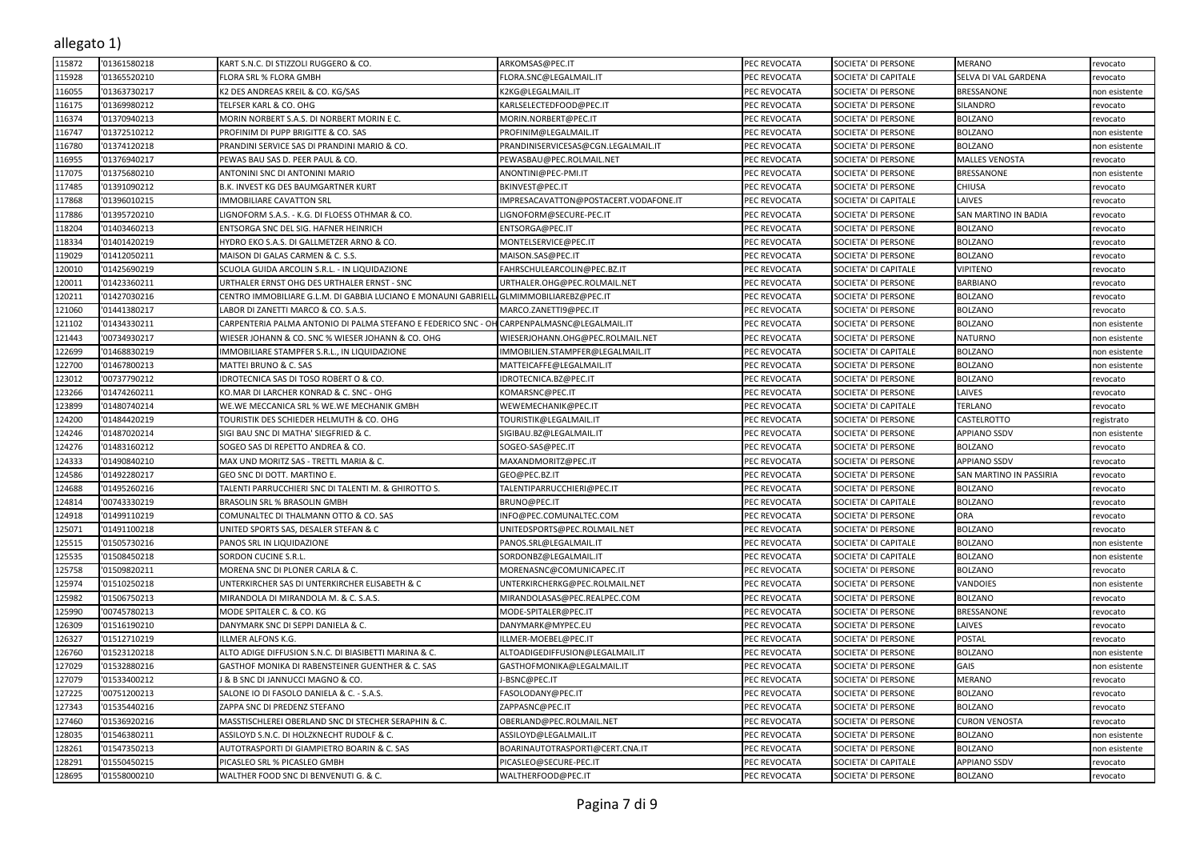allegato 1)

| 115872 | '01361580218 | KART S.N.C. DI STIZZOLI RUGGERO & CO. | ARKOMSAS@PEC.IT | PEC REVOCATA | SOCIETA' DI PERSONE | MERANO | revocato |
|---|---|---|---|---|---|---|---|
| 115928 | '01365520210 | FLORA SRL % FLORA GMBH | FLORA.SNC@LEGALMAIL.IT | PEC REVOCATA | SOCIETA' DI CAPITALE | SELVA DI VAL GARDENA | revocato |
| 116055 | '01363730217 | K2 DES ANDREAS KREIL & CO. KG/SAS | K2KG@LEGALMAIL.IT | PEC REVOCATA | SOCIETA' DI PERSONE | BRESSANONE | non esistente |
| 116175 | '01369980212 | TELFSER KARL & CO. OHG | KARLSELECTEDFOOD@PEC.IT | PEC REVOCATA | SOCIETA' DI PERSONE | SILANDRO | revocato |
| 116374 | '01370940213 | MORIN NORBERT S.A.S. DI NORBERT MORIN E C. | MORIN.NORBERT@PEC.IT | PEC REVOCATA | SOCIETA' DI PERSONE | BOLZANO | revocato |
| 116747 | '01372510212 | PROFINIM DI PUPP BRIGITTE & CO. SAS | PROFINIM@LEGALMAIL.IT | PEC REVOCATA | SOCIETA' DI PERSONE | BOLZANO | non esistente |
| 116780 | '01374120218 | PRANDINI SERVICE SAS DI PRANDINI MARIO & CO. | PRANDINISERVICESAS@CGN.LEGALMAIL.IT | PEC REVOCATA | SOCIETA' DI PERSONE | BOLZANO | non esistente |
| 116955 | '01376940217 | PEWAS BAU SAS D. PEER PAUL & CO. | PEWASBAU@PEC.ROLMAIL.NET | PEC REVOCATA | SOCIETA' DI PERSONE | MALLES VENOSTA | revocato |
| 117075 | '01375680210 | ANTONINI SNC DI ANTONINI MARIO | ANONTINI@PEC-PMI.IT | PEC REVOCATA | SOCIETA' DI PERSONE | BRESSANONE | non esistente |
| 117485 | '01391090212 | B.K. INVEST KG DES BAUMGARTNER KURT | BKINVEST@PEC.IT | PEC REVOCATA | SOCIETA' DI PERSONE | CHIUSA | revocato |
| 117868 | '01396010215 | IMMOBILIARE CAVATTON SRL | IMPRESACAVATTON@POSTACERT.VODAFONE.IT | PEC REVOCATA | SOCIETA' DI CAPITALE | LAIVES | revocato |
| 117886 | '01395720210 | LIGNOFORM S.A.S. - K.G. DI FLOESS OTHMAR & CO. | LIGNOFORM@SECURE-PEC.IT | PEC REVOCATA | SOCIETA' DI PERSONE | SAN MARTINO IN BADIA | revocato |
| 118204 | '01403460213 | ENTSORGA SNC DEL SIG. HAFNER HEINRICH | ENTSORGA@PEC.IT | PEC REVOCATA | SOCIETA' DI PERSONE | BOLZANO | revocato |
| 118334 | '01401420219 | HYDRO EKO S.A.S. DI GALLMETZER ARNO & CO. | MONTELSERVICE@PEC.IT | PEC REVOCATA | SOCIETA' DI PERSONE | BOLZANO | revocato |
| 119029 | '01412050211 | MAISON DI GALAS CARMEN & C. S.S. | MAISON.SAS@PEC.IT | PEC REVOCATA | SOCIETA' DI PERSONE | BOLZANO | revocato |
| 120010 | '01425690219 | SCUOLA GUIDA ARCOLIN S.R.L. - IN LIQUIDAZIONE | FAHRSCHULEARCOLIN@PEC.BZ.IT | PEC REVOCATA | SOCIETA' DI CAPITALE | VIPITENO | revocato |
| 120011 | '01423360211 | URTHALER ERNST OHG DES URTHALER ERNST - SNC | URTHALER.OHG@PEC.ROLMAIL.NET | PEC REVOCATA | SOCIETA' DI PERSONE | BARBIANO | revocato |
| 120211 | '01427030216 | CENTRO IMMOBILIARE G.L.M. DI GABBIA LUCIANO E MONAUNI GABRIELL | GLMIMMOBILIAREBZ@PEC.IT | PEC REVOCATA | SOCIETA' DI PERSONE | BOLZANO | revocato |
| 121060 | '01441380217 | LABOR DI ZANETTI MARCO & CO. S.A.S. | MARCO.ZANETTI9@PEC.IT | PEC REVOCATA | SOCIETA' DI PERSONE | BOLZANO | revocato |
| 121102 | '01434330211 | CARPENTERIA PALMA ANTONIO DI PALMA STEFANO E FEDERICO SNC - OH | CARPENPALMASNC@LEGALMAIL.IT | PEC REVOCATA | SOCIETA' DI PERSONE | BOLZANO | non esistente |
| 121443 | '00734930217 | WIESER JOHANN & CO. SNC % WIESER JOHANN & CO. OHG | WIESERJOHANN.OHG@PEC.ROLMAIL.NET | PEC REVOCATA | SOCIETA' DI PERSONE | NATURNO | non esistente |
| 122699 | '01468830219 | IMMOBILIARE STAMPFER S.R.L., IN LIQUIDAZIONE | IMMOBILIEN.STAMPFER@LEGALMAIL.IT | PEC REVOCATA | SOCIETA' DI CAPITALE | BOLZANO | non esistente |
| 122700 | '01467800213 | MATTEI BRUNO & C. SAS | MATTEICAFFE@LEGALMAIL.IT | PEC REVOCATA | SOCIETA' DI PERSONE | BOLZANO | non esistente |
| 123012 | '00737790212 | IDROTECNICA SAS DI TOSO ROBERT O & CO. | IDROTECNICA.BZ@PEC.IT | PEC REVOCATA | SOCIETA' DI PERSONE | BOLZANO | revocato |
| 123266 | '01474260211 | KO.MAR DI LARCHER KONRAD & C. SNC - OHG | KOMARSNC@PEC.IT | PEC REVOCATA | SOCIETA' DI PERSONE | LAIVES | revocato |
| 123899 | '01480740214 | WE.WE MECCANICA SRL % WE.WE MECHANIK GMBH | WEWEMECHANIK@PEC.IT | PEC REVOCATA | SOCIETA' DI CAPITALE | TERLANO | revocato |
| 124200 | '01484420219 | TOURISTIK DES SCHIEDER HELMUTH & CO. OHG | TOURISTIK@LEGALMAIL.IT | PEC REVOCATA | SOCIETA' DI PERSONE | CASTELROTTO | registrato |
| 124246 | '01487020214 | SIGI BAU SNC DI MATHA' SIEGFRIED & C. | SIGIBAU.BZ@LEGALMAIL.IT | PEC REVOCATA | SOCIETA' DI PERSONE | APPIANO SSDV | non esistente |
| 124276 | '01483160212 | SOGEO SAS DI REPETTO ANDREA & CO. | SOGEO-SAS@PEC.IT | PEC REVOCATA | SOCIETA' DI PERSONE | BOLZANO | revocato |
| 124333 | '01490840210 | MAX UND MORITZ SAS - TRETTL MARIA & C. | MAXANDMORITZ@PEC.IT | PEC REVOCATA | SOCIETA' DI PERSONE | APPIANO SSDV | revocato |
| 124586 | '01492280217 | GEO SNC DI DOTT. MARTINO E. | GEO@PEC.BZ.IT | PEC REVOCATA | SOCIETA' DI PERSONE | SAN MARTINO IN PASSIRIA | revocato |
| 124688 | '01495260216 | TALENTI PARRUCCHIERI SNC DI TALENTI M. & GHIROTTO S. | TALENTIPARRUCCHIERI@PEC.IT | PEC REVOCATA | SOCIETA' DI PERSONE | BOLZANO | revocato |
| 124814 | '00743330219 | BRASOLIN SRL % BRASOLIN GMBH | BRUNO@PEC.IT | PEC REVOCATA | SOCIETA' DI CAPITALE | BOLZANO | revocato |
| 124918 | '01499110219 | COMUNALTEC DI THALMANN OTTO & CO. SAS | INFO@PEC.COMUNALTEC.COM | PEC REVOCATA | SOCIETA' DI PERSONE | ORA | revocato |
| 125071 | '01491100218 | UNITED SPORTS SAS, DESALER STEFAN & C | UNITEDSPORTS@PEC.ROLMAIL.NET | PEC REVOCATA | SOCIETA' DI PERSONE | BOLZANO | revocato |
| 125515 | '01505730216 | PANOS SRL IN LIQUIDAZIONE | PANOS.SRL@LEGALMAIL.IT | PEC REVOCATA | SOCIETA' DI CAPITALE | BOLZANO | non esistente |
| 125535 | '01508450218 | SORDON CUCINE S.R.L. | SORDONBZ@LEGALMAIL.IT | PEC REVOCATA | SOCIETA' DI CAPITALE | BOLZANO | non esistente |
| 125758 | '01509820211 | MORENA SNC DI PLONER CARLA & C. | MORENASNC@COMUNICAPEC.IT | PEC REVOCATA | SOCIETA' DI PERSONE | BOLZANO | revocato |
| 125974 | '01510250218 | UNTERKIRCHER SAS DI UNTERKIRCHER ELISABETH & C | UNTERKIRCHERKG@PEC.ROLMAIL.NET | PEC REVOCATA | SOCIETA' DI PERSONE | VANDOIES | non esistente |
| 125982 | '01506750213 | MIRANDOLA DI MIRANDOLA M. & C. S.A.S. | MIRANDOLASAS@PEC.REALPEC.COM | PEC REVOCATA | SOCIETA' DI PERSONE | BOLZANO | revocato |
| 125990 | '00745780213 | MODE SPITALER C. & CO. KG | MODE-SPITALER@PEC.IT | PEC REVOCATA | SOCIETA' DI PERSONE | BRESSANONE | revocato |
| 126309 | '01516190210 | DANYMARK SNC DI SEPPI DANIELA & C. | DANYMARK@MYPEC.EU | PEC REVOCATA | SOCIETA' DI PERSONE | LAIVES | revocato |
| 126327 | '01512710219 | ILLMER ALFONS K.G. | ILLMER-MOEBEL@PEC.IT | PEC REVOCATA | SOCIETA' DI PERSONE | POSTAL | revocato |
| 126760 | '01523120218 | ALTO ADIGE DIFFUSION S.N.C. DI BIASIBETTI MARINA & C. | ALTOADIGEDIFFUSION@LEGALMAIL.IT | PEC REVOCATA | SOCIETA' DI PERSONE | BOLZANO | non esistente |
| 127029 | '01532880216 | GASTHOF MONIKA DI RABENSTEINER GUENTHER & C. SAS | GASTHOFMONIKA@LEGALMAIL.IT | PEC REVOCATA | SOCIETA' DI PERSONE | GAIS | non esistente |
| 127079 | '01533400212 | J & B SNC DI JANNUCCI MAGNO & CO. | J-BSNC@PEC.IT | PEC REVOCATA | SOCIETA' DI PERSONE | MERANO | revocato |
| 127225 | '00751200213 | SALONE IO DI FASOLO DANIELA & C. - S.A.S. | FASOLODANY@PEC.IT | PEC REVOCATA | SOCIETA' DI PERSONE | BOLZANO | revocato |
| 127343 | '01535440216 | ZAPPA SNC DI PREDENZ STEFANO | ZAPPASNC@PEC.IT | PEC REVOCATA | SOCIETA' DI PERSONE | BOLZANO | revocato |
| 127460 | '01536920216 | MASSTISCHLEREI OBERLAND SNC DI STECHER SERAPHIN & C. | OBERLAND@PEC.ROLMAIL.NET | PEC REVOCATA | SOCIETA' DI PERSONE | CURON VENOSTA | revocato |
| 128035 | '01546380211 | ASSILOYD S.N.C. DI HOLZKNECHT RUDOLF & C. | ASSILOYD@LEGALMAIL.IT | PEC REVOCATA | SOCIETA' DI PERSONE | BOLZANO | non esistente |
| 128261 | '01547350213 | AUTOTRASPORTI DI GIAMPIETRO BOARIN & C. SAS | BOARINAUTOTRASPORTI@CERT.CNA.IT | PEC REVOCATA | SOCIETA' DI PERSONE | BOLZANO | non esistente |
| 128291 | '01550450215 | PICASLEO SRL % PICASLEO GMBH | PICASLEO@SECURE-PEC.IT | PEC REVOCATA | SOCIETA' DI CAPITALE | APPIANO SSDV | revocato |
| 128695 | '01558000210 | WALTHER FOOD SNC DI BENVENUTI G. & C. | WALTHERFOOD@PEC.IT | PEC REVOCATA | SOCIETA' DI PERSONE | BOLZANO | revocato |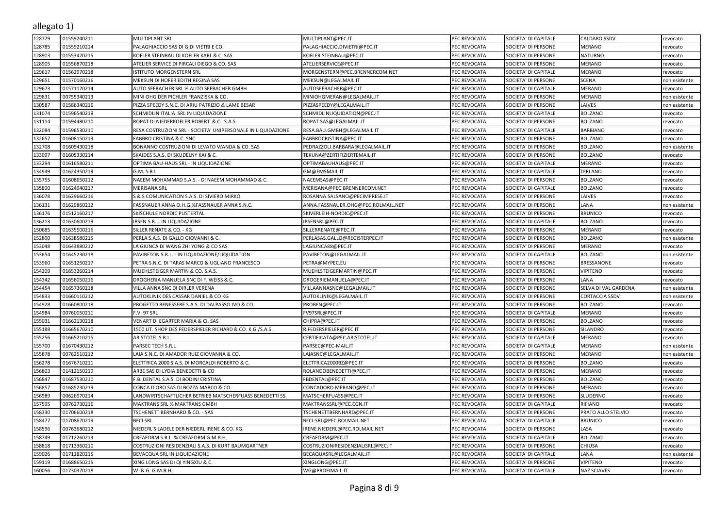allegato 1)

| | | | | | | | |
|---|---|---|---|---|---|---|---|
| 128779 | '01559240211 | MULTIPLANT SRL | MULTIPLANT@PEC.IT | PEC REVOCATA | SOCIETA' DI CAPITALE | CALDARO SSDV | revocato |
| 128785 | '01559210214 | PALAGHIACCIO SAS DI G.DI VIETRI E CO. | PALAGHIACCIO.DIVIETRI@PEC.IT | PEC REVOCATA | SOCIETA' DI PERSONE | MERANO | revocato |
| 128903 | '01553420215 | KOFLER STEINBAU DI KOFLER KARL & C. SAS | KOFLER.STEINBAU@PEC.IT | PEC REVOCATA | SOCIETA' DI PERSONE | NATURNO | revocato |
| 128905 | '01556870218 | ATELIER SERVICE DI PIRCALI DIEGO & CO. SAS | ATELIERSERVICE@PEC.IT | PEC REVOCATA | SOCIETA' DI PERSONE | MERANO | revocato |
| 129617 | '01562970218 | ISTITUTO MORGENSTERN SRL | MORGENSTERN@PEC.BRENNERCOM.NET | PEC REVOCATA | SOCIETA' DI CAPITALE | MERANO | revocato |
| 129651 | '01570160216 | MEKSUN DI HOFER EDITH REGINA SAS | MEKSUN@LEGALMAIL.IT | PEC REVOCATA | SOCIETA' DI PERSONE | SCENA | non esistente |
| 129673 | '01571170214 | AUTO SEEBACHER SRL % AUTO SEEBACHER GMBH | AUTOSEEBACHER@PEC.IT | PEC REVOCATA | SOCIETA' DI CAPITALE | MERANO | revocato |
| 129831 | '00755340213 | MINI OHG DER PICHLER FRANZISKA & CO. | MINIOHGMERAN@LEGALMAIL.IT | PEC REVOCATA | SOCIETA' DI PERSONE | MERANO | non esistente |
| 130587 | '01586340216 | PIZZA SPEEDY S.N.C. DI ARIU PATRIZIO & LAME BESAR | PIZZASPEEDY@LEGALMAIL.IT | PEC REVOCATA | SOCIETA' DI PERSONE | LAIVES | non esistente |
| 131074 | '01596540219 | SCHMIDLIN ITALIA SRL IN LIQUIDAZIONE | SCHMIDLINLIQUIDATION@PEC.IT | PEC REVOCATA | SOCIETA' DI CAPITALE | BOLZANO | revocato |
| 131114 | '01594480210 | ROPAT DI NIEDERKOFLER ROBERT & C. S.A.S. | ROPAT.SAS@LEGALMAIL.IT | PEC REVOCATA | SOCIETA' DI PERSONE | BOLZANO | revocato |
| 132084 | '01596530210 | RESA COSTRUZIONI SRL - SOCIETA' UNIPERSONALE IN LIQUIDAZIONE | RESA.BAU.GMBH@LEGALMAIL.IT | PEC REVOCATA | SOCIETA' DI CAPITALE | BARBIANO | revocato |
| 132657 | '01608150213 | FABBRO CRISTINA & C. SNC | FABBROCRISTINA@PEC.IT | PEC REVOCATA | SOCIETA' DI PERSONE | BOLZANO | revocato |
| 132708 | '01609430218 | BONANNO COSTRUZIONI DI LEVATO WANDA & CO. SAS | PEDRAZZOLI.BARBARA@LEGALMAIL.IT | PEC REVOCATA | SOCIETA' DI PERSONE | BOLZANO | non esistente |
| 133097 | '01605330214 | SKAIDES S.A.S. DI SKUDELNY KAI & C. | TEKUNA@ZERTIFIZIERTEMAIL.IT | PEC REVOCATA | SOCIETA' DI PERSONE | BOLZANO | revocato |
| 133294 | '01616580211 | OPTIMA BAU-HAUS SRL - IN LIQUIDAZIONE | OPTIMABAUHAUS@PEC.IT | PEC REVOCATA | SOCIETA' DI CAPITALE | MERANO | revocato |
| 134949 | '01624350219 | G.M. S.R.L. | GM@EMSMAIL.IT | PEC REVOCATA | SOCIETA' DI CAPITALE | TERLANO | revocato |
| 135755 | '01608650212 | NAEEM MOHAMMAD S.A.S. - DI NAEEM MOHAMMAD & C. | NAEEMSAS@PEC.IT | PEC REVOCATA | SOCIETA' DI PERSONE | BOLZANO | revocato |
| 135890 | '01624940217 | MERISANA SRL | MERISANA@PEC.BRENNERCOM.NET | PEC REVOCATA | SOCIETA' DI CAPITALE | BOLZANO | revocato |
| 136078 | '01629660216 | S & S COMUNICATION S.A.S. DI SIVIERO MIRKO | ROSANNA.SALSANO@PECIMPRESE.IT | PEC REVOCATA | SOCIETA' DI PERSONE | LAIVES | revocato |
| 136131 | '01629860212 | FASSNAUER ANNA O.H.G.%FASSNAUER ANNA S.N.C. | ANNA.FASSNAUER.OHG@PEC.ROLMAIL.NET | PEC REVOCATA | SOCIETA' DI PERSONE | LANA | non esistente |
| 136176 | '01512160217 | SKISCHULE NORDIC PUSTERTAL | SKIVERLEIH-NORDIC@PEC.IT | PEC REVOCATA | SOCIETA' DI PERSONE | BRUNICO | revocato |
| 136213 | '01630600219 | IBSEN S.R.L. IN LIQUIDAZIONE | IBSENSRL@PEC.IT | PEC REVOCATA | SOCIETA' DI CAPITALE | BOLZANO | revocato |
| 150685 | '01635500216 | SILLER RENATE & CO. - KG | SILLERRENATE@PEC.IT | PEC REVOCATA | SOCIETA' DI PERSONE | MERANO | revocato |
| 152800 | '01638580215 | PERLA S.A.S. DI GALLO GIOVANNI & C. | PERLASAS.GALLO@REGISTERPEC.IT | PEC REVOCATA | SOCIETA' DI PERSONE | BOLZANO | non esistente |
| 153048 | '01643880212 | LA GIUNCA DI WANG ZHI YONG & CO SAS | LAGIUNCA88@PEC.IT | PEC REVOCATA | SOCIETA' DI PERSONE | MERANO | revocato |
| 153654 | '01645230218 | PAVIBETON S.R.L. - IN LIQUIDAZIONE/LIQUIDATION | PAVIBETON@LEGALMAIL.IT | PEC REVOCATA | SOCIETA' DI CAPITALE | BOLZANO | non esistente |
| 153960 | '01651250217 | PETRA S.N.C. DI TARAS MARCO & UGLIANO FRANCESCO | PETRA@MYPEC.EU | PEC REVOCATA | SOCIETA' DI PERSONE | BRESSANONE | revocato |
| 154209 | '01653260214 | MUEHLSTEIGER MARTIN & CO. S.A.S. | MUEHLSTEIGERMARTIN@PEC.IT | PEC REVOCATA | SOCIETA' DI PERSONE | VIPITENO | revocato |
| 154342 | '01656050216 | DROGHERIA MANUELA SNC DI F. WEISS & C. | DROGERIEMANUELA@PEC.IT | PEC REVOCATA | SOCIETA' DI PERSONE | LANA | revocato |
| 154454 | '01657360218 | VILLA ANNA SNC DI DIRLER VERENA | VILLAANNASNC@LEGALMAIL.IT | PEC REVOCATA | SOCIETA' DI PERSONE | SELVA DI VAL GARDENA | non esistente |
| 154833 | '01660110212 | AUTOKLINIK DES CASSAR DANIEL & CO KG | AUTOKLINIK@LEGALMAIL.IT | PEC REVOCATA | SOCIETA' DI PERSONE | CORTACCIA SSDV | non esistente |
| 154928 | '01660800218 | PROGETTO BENESSERE S.A.S. DI DALPASSO IVO & CO. | PROBEN@PEC.IT | PEC REVOCATA | SOCIETA' DI PERSONE | BOLZANO | revocato |
| 154984 | '00760050211 | F.V. 97 SRL | FV97SRL@PEC.IT | PEC REVOCATA | SOCIETA' DI CAPITALE | MERANO | revocato |
| 155031 | '01662130218 | VENART DI EGARTER MARIA & CI. SAS | CHIPRA@PEC.IT | PEC REVOCATA | SOCIETA' DI PERSONE | BOLZANO | revocato |
| 155188 | '01665670210 | 1500 LIT. SHOP DES FEDERSPIELER RICHARD & CO. K.G./S.A.S. | R.FEDERSPIELER@PEC.IT | PEC REVOCATA | SOCIETA' DI PERSONE | SILANDRO | revocato |
| 155256 | '01665210215 | ARISTOTEL S.R.L. | CERTIFICATA@PEC.ARISTOTEL.IT | PEC REVOCATA | SOCIETA' DI CAPITALE | MERANO | revocato |
| 155700 | '01670430212 | PARSEC TECH S.R.L | PARSEC@PEC-MAIL.IT | PEC REVOCATA | SOCIETA' DI CAPITALE | MERANO | non esistente |
| 155878 | '00762510212 | LAIA S.N.C. DI AMADOR RUIZ GIOVANNA & CO. | LAIASNC@LEGALMAIL.IT | PEC REVOCATA | SOCIETA' DI PERSONE | MERANO | non esistente |
| 156278 | '01676710211 | ELETTRICA 2000 S.A.S. DI MORCALDI ROBERTO & C. | ELETTRICA2000BZ@PEC.IT | PEC REVOCATA | SOCIETA' DI PERSONE | BOLZANO | revocato |
| 156803 | '01412150219 | ARBE SAS DI LYDIA BENEDETTI & CO | ROLANDOBENEDETTI@PEC.IT | PEC REVOCATA | SOCIETA' DI PERSONE | MERANO | revocato |
| 156847 | '01687530210 | F.B. DENTAL S.A.S. DI BODINI CRISTINA | FBDENTAL@PEC.IT | PEC REVOCATA | SOCIETA' DI PERSONE | BOLZANO | revocato |
| 156857 | '01685230219 | CONCA D'ORO SAS DI BOZZA MARCO & CO. | CONCADORO.MERANO@PEC.IT | PEC REVOCATA | SOCIETA' DI PERSONE | MERANO | revocato |
| 156989 | '00626970214 | LANDWIRTSCHAFTLICHER BETRIEB MATSCHERFUASS BENEDETTI SS. | MATSCHERFUASS@PEC.IT | PEC REVOCATA | SOCIETA' DI PERSONE | SLUDERNO | revocato |
| 157595 | '00762730216 | MAKTRANS SRL % MAKTRANS GMBH | MAKTRANSSRL@PEC.CGN.IT | PEC REVOCATA | SOCIETA' DI CAPITALE | RIFIANO | revocato |
| 158330 | '01706600218 | TSCHENETT BERNHARD & CO. - SAS | TSCHENETTBERNHARD@PEC.IT | PEC REVOCATA | SOCIETA' DI PERSONE | PRATO ALLO STELVIO | revocato |
| 158477 | '01708670219 | BECI SRL | BECI-SRL@PEC.ROLMAIL.NET | PEC REVOCATA | SOCIETA' DI CAPITALE | BRUNICO | revocato |
| 158596 | '00763680212 | NIEDERL'S LADELE DER NIEDERL IRENE & CO. KG. | IRENE.NIEDERL@PEC.ROLMAIL.NET | PEC REVOCATA | SOCIETA' DI PERSONE | LASA | revocato |
| 158749 | '01712260213 | CREAFORM S.R.L. % CREAFORM G.M.B.H. | CREAFORM@PEC.IT | PEC REVOCATA | SOCIETA' DI CAPITALE | BOLZANO | revocato |
| 158818 | '01713360210 | COSTRUZIONI RESIDENZIALI S.A.S. DI KURT BAUMGARTNER | COSTRUZIONIRESIDENZIALISRL@PEC.IT | PEC REVOCATA | SOCIETA' DI PERSONE | CHIUSA | revocato |
| 159026 | '01711820215 | BEVACQUA SRL IN LIQUIDAZIONE | BECAQUASRL@LEGALMAIL.IT | PEC REVOCATA | SOCIETA' DI CAPITALE | LANA | non esistente |
| 159119 | '01688650215 | XING LONG SAS DI QI YINGXIU & C. | XINGLONG@PEC.IT | PEC REVOCATA | SOCIETA' DI PERSONE | VIPITENO | revocato |
| 160056 | '01730370218 | W. & G. G.M.B.H. | WG@PROFIMAIL.IT | PEC REVOCATA | SOCIETA' DI CAPITALE | NAZ SCIAVES | revocato |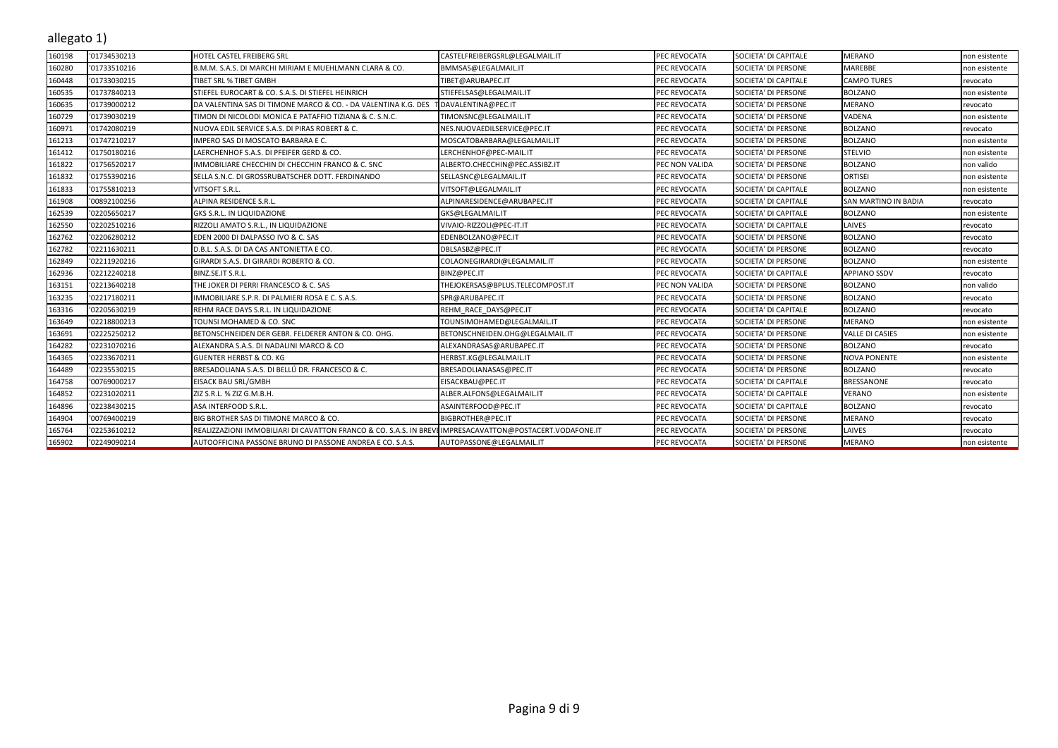allegato 1)

| | | | | | | | |
|---|---|---|---|---|---|---|---|
| 160198 | '01734530213 | HOTEL CASTEL FREIBERG SRL | CASTELFREIBERGSRL@LEGALMAIL.IT | PEC REVOCATA | SOCIETA' DI CAPITALE | MERANO | non esistente |
| 160280 | '01733510216 | B.M.M. S.A.S. DI MARCHI MIRIAM E MUEHLMANN CLARA & CO. | BMMSAS@LEGALMAIL.IT | PEC REVOCATA | SOCIETA' DI PERSONE | MAREBBE | non esistente |
| 160448 | '01733030215 | TIBET SRL % TIBET GMBH | TIBET@ARUBAPEC.IT | PEC REVOCATA | SOCIETA' DI CAPITALE | CAMPO TURES | revocato |
| 160535 | '01737840213 | STIEFEL EUROCART & CO. S.A.S. DI STIEFEL HEINRICH | STIEFELSAS@LEGALMAIL.IT | PEC REVOCATA | SOCIETA' DI PERSONE | BOLZANO | non esistente |
| 160635 | '01739000212 | DA VALENTINA SAS DI TIMONE MARCO & CO. - DA VALENTINA K.G. DES T | DAVALENTINA@PEC.IT | PEC REVOCATA | SOCIETA' DI PERSONE | MERANO | revocato |
| 160729 | '01739030219 | TIMON DI NICOLODI MONICA E PATAFFIO TIZIANA & C. S.N.C. | TIMONSNC@LEGALMAIL.IT | PEC REVOCATA | SOCIETA' DI PERSONE | VADENA | non esistente |
| 160971 | '01742080219 | NUOVA EDIL SERVICE S.A.S. DI PIRAS ROBERT & C. | NES.NUOVAEDILSERVICE@PEC.IT | PEC REVOCATA | SOCIETA' DI PERSONE | BOLZANO | revocato |
| 161213 | '01747210217 | IMPERO SAS DI MOSCATO BARBARA E C. | MOSCATOBARBARA@LEGALMAIL.IT | PEC REVOCATA | SOCIETA' DI PERSONE | BOLZANO | non esistente |
| 161412 | '01750180216 | LAERCHENHOF S.A.S. DI PFEIFER GERD & CO. | LERCHENHOF@PEC-MAIL.IT | PEC REVOCATA | SOCIETA' DI PERSONE | STELVIO | non esistente |
| 161822 | '01756520217 | IMMOBILIARE CHECCHIN DI CHECCHIN FRANCO & C. SNC | ALBERTO.CHECCHIN@PEC.ASSIBZ.IT | PEC NON VALIDA | SOCIETA' DI PERSONE | BOLZANO | non valido |
| 161832 | '01755390216 | SELLA S.N.C. DI GROSSRUBATSCHER DOTT. FERDINANDO | SELLASNC@LEGALMAIL.IT | PEC REVOCATA | SOCIETA' DI PERSONE | ORTISEI | non esistente |
| 161833 | '01755810213 | VITSOFT S.R.L. | VITSOFT@LEGALMAIL.IT | PEC REVOCATA | SOCIETA' DI CAPITALE | BOLZANO | non esistente |
| 161908 | '00892100256 | ALPINA RESIDENCE S.R.L. | ALPINARESIDENCE@ARUBAPEC.IT | PEC REVOCATA | SOCIETA' DI CAPITALE | SAN MARTINO IN BADIA | revocato |
| 162539 | '02205650217 | GKS S.R.L. IN LIQUIDAZIONE | GKS@LEGALMAIL.IT | PEC REVOCATA | SOCIETA' DI CAPITALE | BOLZANO | non esistente |
| 162550 | '02202510216 | RIZZOLI AMATO S.R.L., IN LIQUIDAZIONE | VIVAIO-RIZZOLI@PEC-IT.IT | PEC REVOCATA | SOCIETA' DI CAPITALE | LAIVES | revocato |
| 162762 | '02206280212 | EDEN 2000 DI DALPASSO IVO & C. SAS | EDENBOLZANO@PEC.IT | PEC REVOCATA | SOCIETA' DI PERSONE | BOLZANO | revocato |
| 162782 | '02211630211 | D.B.L. S.A.S. DI DA CAS ANTONIETTA E CO. | DBLSASBZ@PEC.IT | PEC REVOCATA | SOCIETA' DI PERSONE | BOLZANO | revocato |
| 162849 | '02211920216 | GIRARDI S.A.S. DI GIRARDI ROBERTO & CO. | COLAONEGIRARDI@LEGALMAIL.IT | PEC REVOCATA | SOCIETA' DI PERSONE | BOLZANO | non esistente |
| 162936 | '02212240218 | BINZ.SE.IT S.R.L. | BINZ@PEC.IT | PEC REVOCATA | SOCIETA' DI CAPITALE | APPIANO SSDV | revocato |
| 163151 | '02213640218 | THE JOKER DI PERRI FRANCESCO & C. SAS | THEJOKERSAS@BPLUS.TELECOMPOST.IT | PEC NON VALIDA | SOCIETA' DI PERSONE | BOLZANO | non valido |
| 163235 | '02217180211 | IMMOBILIARE S.P.R. DI PALMIERI ROSA E C. S.A.S. | SPR@ARUBAPEC.IT | PEC REVOCATA | SOCIETA' DI PERSONE | BOLZANO | revocato |
| 163316 | '02205630219 | REHM RACE DAYS S.R.L. IN LIQUIDAZIONE | REHM_RACE_DAYS@PEC.IT | PEC REVOCATA | SOCIETA' DI CAPITALE | BOLZANO | revocato |
| 163649 | '02218800213 | TOUNSI MOHAMED & CO. SNC | TOUNSIMOHAMED@LEGALMAIL.IT | PEC REVOCATA | SOCIETA' DI PERSONE | MERANO | non esistente |
| 163691 | '02225250212 | BETONSCHNEIDEN DER GEBR. FELDERER ANTON & CO. OHG. | BETONSCHNEIDEN.OHG@LEGALMAIL.IT | PEC REVOCATA | SOCIETA' DI PERSONE | VALLE DI CASIES | non esistente |
| 164282 | '02231070216 | ALEXANDRA S.A.S. DI NADALINI MARCO & CO | ALEXANDRASAS@ARUBAPEC.IT | PEC REVOCATA | SOCIETA' DI PERSONE | BOLZANO | revocato |
| 164365 | '02233670211 | GUENTER HERBST & CO. KG | HERBST.KG@LEGALMAIL.IT | PEC REVOCATA | SOCIETA' DI PERSONE | NOVA PONENTE | non esistente |
| 164489 | '02235530215 | BRESADOLIANA S.A.S. DI BELLÙ DR. FRANCESCO & C. | BRESADOLIANASAS@PEC.IT | PEC REVOCATA | SOCIETA' DI PERSONE | BOLZANO | revocato |
| 164758 | '00769000217 | EISACK BAU SRL/GMBH | EISACKBAU@PEC.IT | PEC REVOCATA | SOCIETA' DI CAPITALE | BRESSANONE | revocato |
| 164852 | '02231020211 | ZIZ S.R.L. % ZIZ G.M.B.H. | ALBER.ALFONS@LEGALMAIL.IT | PEC REVOCATA | SOCIETA' DI CAPITALE | VERANO | non esistente |
| 164896 | '02238430215 | ASA INTERFOOD S.R.L. | ASAINTERFOOD@PEC.IT | PEC REVOCATA | SOCIETA' DI CAPITALE | BOLZANO | revocato |
| 164904 | '00769400219 | BIG BROTHER SAS DI TIMONE MARCO & CO. | BIGBROTHER@PEC.IT | PEC REVOCATA | SOCIETA' DI PERSONE | MERANO | revocato |
| 165764 | '02253610212 | REALIZZAZIONI IMMOBILIARI DI CAVATTON FRANCO & CO. S.A.S. IN BREVE | IMPRESACAVATTON@POSTACERT.VODAFONE.IT | PEC REVOCATA | SOCIETA' DI PERSONE | LAIVES | revocato |
| 165902 | '02249090214 | AUTOOFFICINA PASSONE BRUNO DI PASSONE ANDREA E CO. S.A.S. | AUTOPASSONE@LEGALMAIL.IT | PEC REVOCATA | SOCIETA' DI PERSONE | MERANO | non esistente |